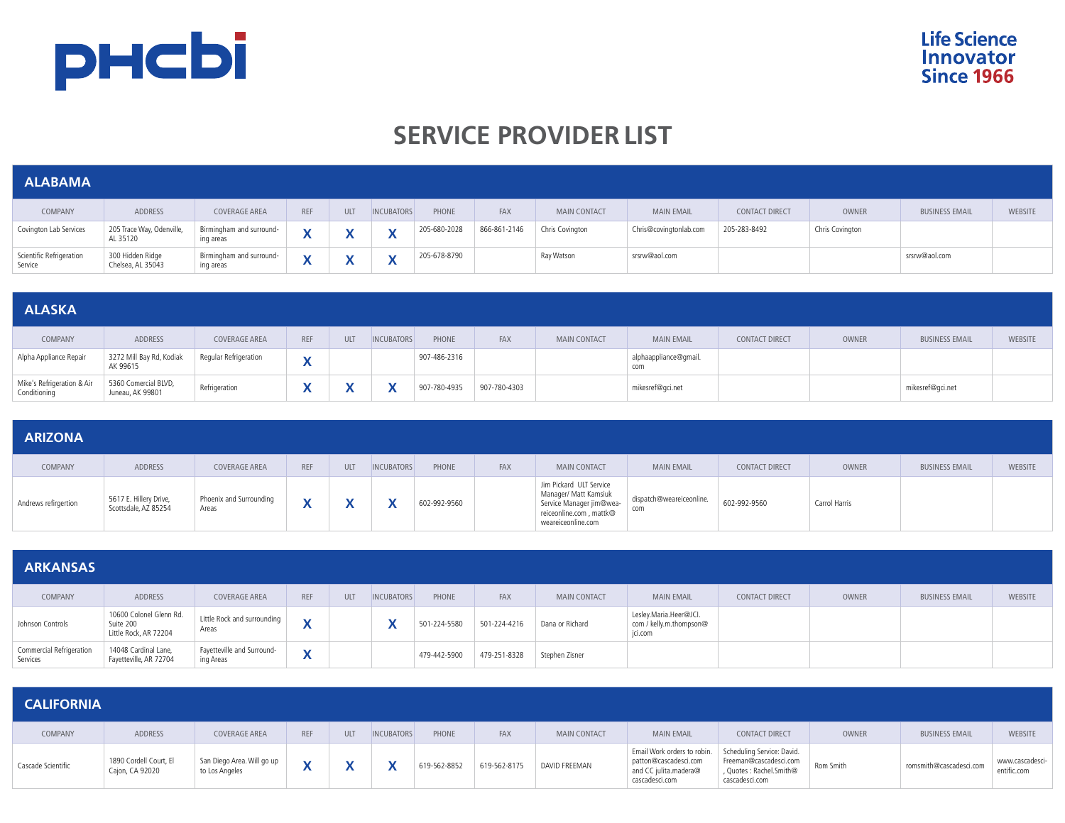PHCbi

Life Science Innovator Since 1966

# SERVICE PROVIDER LIST

## ALABAMA

| COMPANY | ADDRESS | COVERAGE AREA | REF | ULT | INCUBATORS | PHONE | FAX | MAIN CONTACT | MAIN EMAIL | CONTACT DIRECT | OWNER | BUSINESS EMAIL | WEBSITE |
|---|---|---|---|---|---|---|---|---|---|---|---|---|---|
| Covington Lab Services | 205 Trace Way, Odenville, AL 35120 | Birmingham and surrounding areas | X | X | X | 205-680-2028 | 866-861-2146 | Chris Covington | Chris@covingtonlab.com | 205-283-8492 | Chris Covington | | |
| Scientific Refrigeration Service | 300 Hidden Ridge Chelsea, AL 35043 | Birmingham and surrounding areas | X | X | X | 205-678-8790 | | Ray Watson | srsrw@aol.com | | | srsrw@aol.com | |

## ALASKA

| COMPANY | ADDRESS | COVERAGE AREA | REF | ULT | INCUBATORS | PHONE | FAX | MAIN CONTACT | MAIN EMAIL | CONTACT DIRECT | OWNER | BUSINESS EMAIL | WEBSITE |
|---|---|---|---|---|---|---|---|---|---|---|---|---|---|
| Alpha Appliance Repair | 3272 Mill Bay Rd, Kodiak AK 99615 | Regular Refrigeration | X | | | 907-486-2316 | | | alphaappliance@gmail.com | | | | |
| Mike's Refrigeration & Air Conditioning | 5360 Comercial BLVD, Juneau, AK 99801 | Refrigeration | X | X | X | 907-780-4935 | 907-780-4303 | | mikesref@gci.net | | | mikesref@gci.net | |

## ARIZONA

| COMPANY | ADDRESS | COVERAGE AREA | REF | ULT | INCUBATORS | PHONE | FAX | MAIN CONTACT | MAIN EMAIL | CONTACT DIRECT | OWNER | BUSINESS EMAIL | WEBSITE |
|---|---|---|---|---|---|---|---|---|---|---|---|---|---|
| Andrews refirgertion | 5617 E. Hillery Drive, Scottsdale, AZ 85254 | Phoenix and Surrounding Areas | X | X | X | 602-992-9560 | | Jim Pickard ULT Service Manager/ Matt Kamsiuk Service Manager jim@weareiceonline.com , mattk@weareiceonline.com | dispatch@weareiceonline.com | 602-992-9560 | Carrol Harris | | |

## ARKANSAS

| COMPANY | ADDRESS | COVERAGE AREA | REF | ULT | INCUBATORS | PHONE | FAX | MAIN CONTACT | MAIN EMAIL | CONTACT DIRECT | OWNER | BUSINESS EMAIL | WEBSITE |
|---|---|---|---|---|---|---|---|---|---|---|---|---|---|
| Johnson Controls | 10600 Colonel Glenn Rd. Suite 200 Little Rock, AR 72204 | Little Rock and surrounding Areas | X | | X | 501-224-5580 | 501-224-4216 | Dana or Richard | Lesley.Maria.Heer@JCI.com / kelly.m.thompson@jci.com | | | | |
| Commercial Refrigeration Services | 14048 Cardinal Lane, Fayetteville, AR 72704 | Fayetteville and Surrounding Areas | X | | | 479-442-5900 | 479-251-8328 | Stephen Zisner | | | | | |

## CALIFORNIA

| COMPANY | ADDRESS | COVERAGE AREA | REF | ULT | INCUBATORS | PHONE | FAX | MAIN CONTACT | MAIN EMAIL | CONTACT DIRECT | OWNER | BUSINESS EMAIL | WEBSITE |
|---|---|---|---|---|---|---|---|---|---|---|---|---|---|
| Cascade Scientific | 1890 Cordell Court, El Cajon, CA 92020 | San Diego Area. Will go up to Los Angeles | X | X | X | 619-562-8852 | 619-562-8175 | DAVID FREEMAN | Email Work orders to robin.patton@cascadesci.com and CC julita.madera@cascadesci.com | Scheduling Service: David.Freeman@cascadesci.com , Quotes : Rachel.Smith@cascadesci.com | Rom Smith | romsmith@cascadesci.com | www.cascadescientific.com |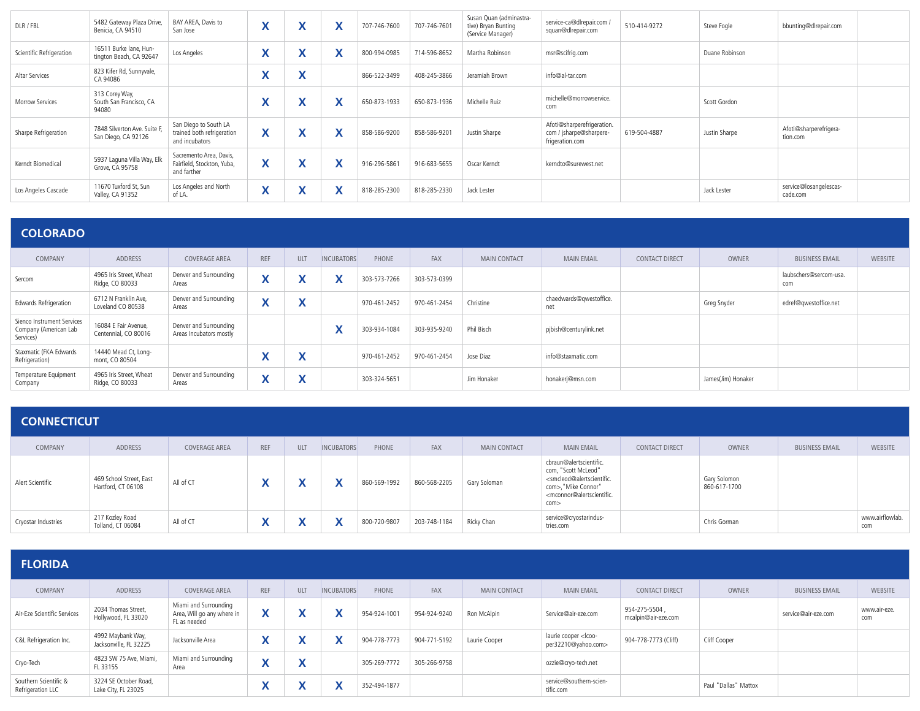| COMPANY | ADDRESS | COVERAGE AREA | REF | ULT | INCUBATORS | PHONE | FAX | MAIN CONTACT | MAIN EMAIL | CONTACT DIRECT | OWNER | BUSINESS EMAIL | WEBSITE |
|---|---|---|---|---|---|---|---|---|---|---|---|---|---|
| DLR / FBL | 5482 Gateway Plaza Drive, Benicia, CA 94510 | BAY AREA, Davis to San Jose | X | X | X | 707-746-7600 | 707-746-7601 | Susan Quan (adminastrative) Bryan Bunting (Service Manager) | service-ca@dlrepair.com / squan@dlrepair.com | 510-414-9272 | Steve Fogle | bbunting@dlrepair.com | |
| Scientific Refrigeration | 16511 Burke lane, Huntington Beach, CA 92647 | Los Angeles | X | X | X | 800-994-0985 | 714-596-8652 | Martha Robinson | msr@scifrig.com | | Duane Robinson | | |
| Altar Services | 823 Kifer Rd, Sunnyvale, CA 94086 | | X | X | | 866-522-3499 | 408-245-3866 | Jeramiah Brown | info@al-tar.com | | | | |
| Morrow Services | 313 Corey Way, South San Francisco, CA 94080 | | X | X | X | 650-873-1933 | 650-873-1936 | Michelle Ruiz | michelle@morrowservice.com | | Scott Gordon | | |
| Sharpe Refrigeration | 7848 Silverton Ave. Suite F, San Diego, CA 92126 | San Diego to South LA trained both refrigeration and incubators | X | X | X | 858-586-9200 | 858-586-9201 | Justin Sharpe | Afoti@sharperefrigeration.com / jsharpe@sharperefrigeration.com | 619-504-4887 | Justin Sharpe | Afoti@sharperefrigeration.com | |
| Kerndt Biomedical | 5937 Laguna Villa Way, Elk Grove, CA 95758 | Sacremento Area, Davis, Fairfield, Stockton, Yuba, and farther | X | X | X | 916-296-5861 | 916-683-5655 | Oscar Kerndt | kerndto@surewest.net | | | | |
| Los Angeles Cascade | 11670 Tuxford St, Sun Valley, CA 91352 | Los Angeles and North of LA. | X | X | X | 818-285-2300 | 818-285-2330 | Jack Lester | | | Jack Lester | service@losangelescascade.com | |

## COLORADO

| COMPANY | ADDRESS | COVERAGE AREA | REF | ULT | INCUBATORS | PHONE | FAX | MAIN CONTACT | MAIN EMAIL | CONTACT DIRECT | OWNER | BUSINESS EMAIL | WEBSITE |
|---|---|---|---|---|---|---|---|---|---|---|---|---|---|
| Sercom | 4965 Iris Street, Wheat Ridge, CO 80033 | Denver and Surrounding Areas | X | X | X | 303-573-7266 | 303-573-0399 | | | | | laubschers@sercom-usa.com | |
| Edwards Refrigeration | 6712 N Franklin Ave, Loveland CO 80538 | Denver and Surrounding Areas | X | X | | 970-461-2452 | 970-461-2454 | Christine | chaedwards@qwestoffice.net | | Greg Snyder | edref@qwestoffice.net | |
| Sienco Instrument Services Company (American Lab Services) | 16084 E Fair Avenue, Centennial, CO 80016 | Denver and Surrounding Areas Incubators mostly | | | X | 303-934-1084 | 303-935-9240 | Phil Bisch | pjbish@centurylink.net | | | | |
| Staxmatic (FKA Edwards Refrigeration) | 14440 Mead Ct, Longmont, CO 80504 | | X | X | | 970-461-2452 | 970-461-2454 | Jose Diaz | info@staxmatic.com | | | | |
| Temperature Equipment Company | 4965 Iris Street, Wheat Ridge, CO 80033 | Denver and Surrounding Areas | X | X | | 303-324-5651 | | Jim Honaker | honakerj@msn.com | | James(Jim) Honaker | | |

## CONNECTICUT

| COMPANY | ADDRESS | COVERAGE AREA | REF | ULT | INCUBATORS | PHONE | FAX | MAIN CONTACT | MAIN EMAIL | CONTACT DIRECT | OWNER | BUSINESS EMAIL | WEBSITE |
|---|---|---|---|---|---|---|---|---|---|---|---|---|---|
| Alert Scientific | 469 School Street, East Hartford, CT 06108 | All of CT | X | X | X | 860-569-1992 | 860-568-2205 | Gary Soloman | cbraun@alertscientific.com, "Scott McLeod" <smcleod@alertscientific.com>,"Mike Connor" <mconnor@alertscientific.com> | | Gary Solomon 860-617-1700 | | |
| Cryostar Industries | 217 Kozley Road Tolland, CT 06084 | All of CT | X | X | X | 800-720-9807 | 203-748-1184 | Ricky Chan | service@cryostarindustries.com | | Chris Gorman | | www.airflowlab.com |

## FLORIDA

| COMPANY | ADDRESS | COVERAGE AREA | REF | ULT | INCUBATORS | PHONE | FAX | MAIN CONTACT | MAIN EMAIL | CONTACT DIRECT | OWNER | BUSINESS EMAIL | WEBSITE |
|---|---|---|---|---|---|---|---|---|---|---|---|---|---|
| Air-Eze Scientific Services | 2034 Thomas Street, Hollywood, FL 33020 | Miami and Surrounding Area, Will go any where in FL as needed | X | X | X | 954-924-1001 | 954-924-9240 | Ron McAlpin | Service@air-eze.com | 954-275-5504 , mcalpin@air-eze.com | | service@air-eze.com | www.air-eze.com |
| C&L Refrigeration Inc. | 4992 Maybank Way, Jacksonville, FL 32225 | Jacksonville Area | X | X | X | 904-778-7773 | 904-771-5192 | Laurie Cooper | laurie cooper <lcooper32210@yahoo.com> | 904-778-7773 (Cliff) | Cliff Cooper | | |
| Cryo-Tech | 4823 SW 75 Ave, Miami, FL 33155 | Miami and Surrounding Area | X | X | | 305-269-7772 | 305-266-9758 | | ozzie@cryo-tech.net | | | | |
| Southern Scientific & Refrigeration LLC | 3224 SE October Road, Lake City, FL 23025 | | X | X | X | 352-494-1877 | | | service@southern-scientific.com | | Paul "Dallas" Mattox | | |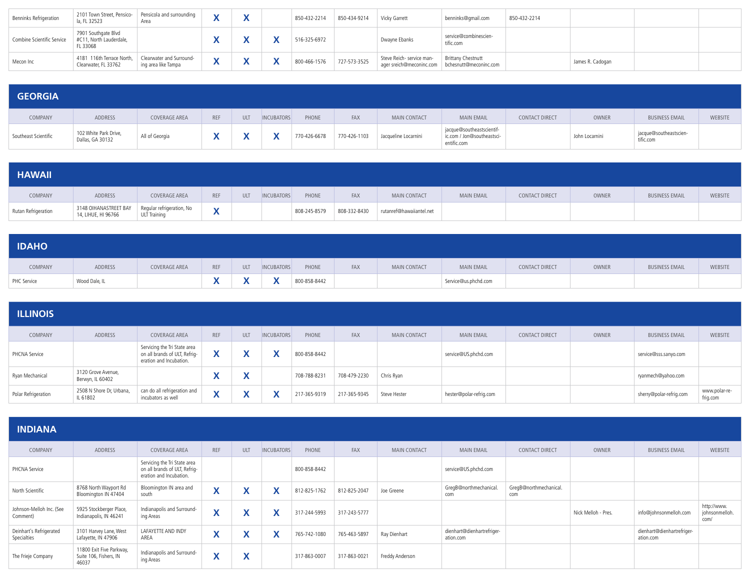| COMPANY | ADDRESS | COVERAGE AREA | REF | ULT | INCUBATORS | PHONE | FAX | MAIN CONTACT | MAIN EMAIL | CONTACT DIRECT | OWNER | BUSINESS EMAIL | WEBSITE |
|---|---|---|---|---|---|---|---|---|---|---|---|---|---|
| Benninks Refrigeration | 2101 Town Street, Pensicola, FL 32523 | Pensicola and surrounding Area | X | X | | 850-432-2214 | 850-434-9214 | Vicky Garrett | benninks@gmail.com | 850-432-2214 | | | |
| Combine Scientific Service | 7901 Southgate Blvd #C11, North Lauderdale, FL 33068 | | X | X | X | 516-325-6972 | | Dwayne Ebanks | service@combinescientific.com | | | | |
| Mecon Inc | 4181 116th Terrace North, Clearwater, FL 33762 | Clearwater and Surrounding area like Tampa | X | X | X | 800-466-1576 | 727-573-3525 | Steve Reich- service manager sreich@meconinc.com | Brittany Chestnutt bchesnutt@meconinc.com | | James R. Cadogan | | |

## GEORGIA

| COMPANY | ADDRESS | COVERAGE AREA | REF | ULT | INCUBATORS | PHONE | FAX | MAIN CONTACT | MAIN EMAIL | CONTACT DIRECT | OWNER | BUSINESS EMAIL | WEBSITE |
|---|---|---|---|---|---|---|---|---|---|---|---|---|---|
| Southeast Scientific | 102 White Park Drive, Dallas, GA 30132 | All of Georgia | X | X | X | 770-426-6678 | 770-426-1103 | Jacqueline Locarnini | jacque@southeastscientific.com / Jon@southeastscientific.com | | John Locarnini | jacque@southeastscientific.com | |

## HAWAII

| COMPANY | ADDRESS | COVERAGE AREA | REF | ULT | INCUBATORS | PHONE | FAX | MAIN CONTACT | MAIN EMAIL | CONTACT DIRECT | OWNER | BUSINESS EMAIL | WEBSITE |
|---|---|---|---|---|---|---|---|---|---|---|---|---|---|
| Rutan Refrigeration | 3148 OIHANASTREET BAY 14, LIHUE, HI 96766 | Regular refrigeration, No ULT Training | X | | | 808-245-8579 | 808-332-8430 | rutanref@hawaiiantel.net | | | | | |

## IDAHO

| COMPANY | ADDRESS | COVERAGE AREA | REF | ULT | INCUBATORS | PHONE | FAX | MAIN CONTACT | MAIN EMAIL | CONTACT DIRECT | OWNER | BUSINESS EMAIL | WEBSITE |
|---|---|---|---|---|---|---|---|---|---|---|---|---|---|
| PHC Service | Wood Dale, IL | | X | X | X | 800-858-8442 | | | Service@us.phchd.com | | | | |

## ILLINOIS

| COMPANY | ADDRESS | COVERAGE AREA | REF | ULT | INCUBATORS | PHONE | FAX | MAIN CONTACT | MAIN EMAIL | CONTACT DIRECT | OWNER | BUSINESS EMAIL | WEBSITE |
|---|---|---|---|---|---|---|---|---|---|---|---|---|---|
| PHCNA Service | | Servicing the Tri State area on all brands of ULT, Refrigeration and Incubation. | X | X | X | 800-858-8442 | | | service@US.phchd.com | | | service@sss.sanyo.com | |
| Ryan Mechanical | 3120 Grove Avenue, Berwyn, IL 60402 | | X | X | | 708-788-8231 | 708-479-2230 | Chris Ryan | | | | ryanmech@yahoo.com | |
| Polar Refrigeration | 2508 N Shore Dr, Urbana, IL 61802 | can do all refrigeration and incubators as well | X | X | X | 217-365-9319 | 217-365-9345 | Steve Hester | hester@polar-refrig.com | | | sherry@polar-refrig.com | www.polar-refrig.com |

## INDIANA

| COMPANY | ADDRESS | COVERAGE AREA | REF | ULT | INCUBATORS | PHONE | FAX | MAIN CONTACT | MAIN EMAIL | CONTACT DIRECT | OWNER | BUSINESS EMAIL | WEBSITE |
|---|---|---|---|---|---|---|---|---|---|---|---|---|---|
| PHCNA Service | | Servicing the Tri State area on all brands of ULT, Refrigeration and Incubation. | | | | 800-858-8442 | | | service@US.phchd.com | | | | |
| North Scientific | 8768 North Wayport Rd Bloomington IN 47404 | Bloomington IN area and south | X | X | X | 812-825-1762 | 812-825-2047 | Joe Greene | GregB@northmechanical.com | GregB@northmechanical.com | | | |
| Johnson-Melloh Inc. (See Comment) | 5925 Stockberger Place, Indianapolis, IN 46241 | Indianapolis and Surrounding Areas | X | X | X | 317-244-5993 | 317-243-5777 | | | | Nick Melloh - Pres. | info@johnsonmelloh.com | http://www.johnsonmelloh.com/ |
| Deinhart's Refrigerated Specialties | 3101 Harvey Lane, West Lafayette, IN 47906 | LAFAYETTE AND INDY AREA | X | X | X | 765-742-1080 | 765-463-5897 | Ray Dienhart | dienhart@dienhartrefrigeration.com | | | dienhart@dienhartrefrigeration.com | |
| The Frieje Company | 11800 Exit Five Parkway, Suite 106, Fishers, IN 46037 | Indianapolis and Surrounding Areas | X | X | | 317-863-0007 | 317-863-0021 | Freddy Anderson | | | | | |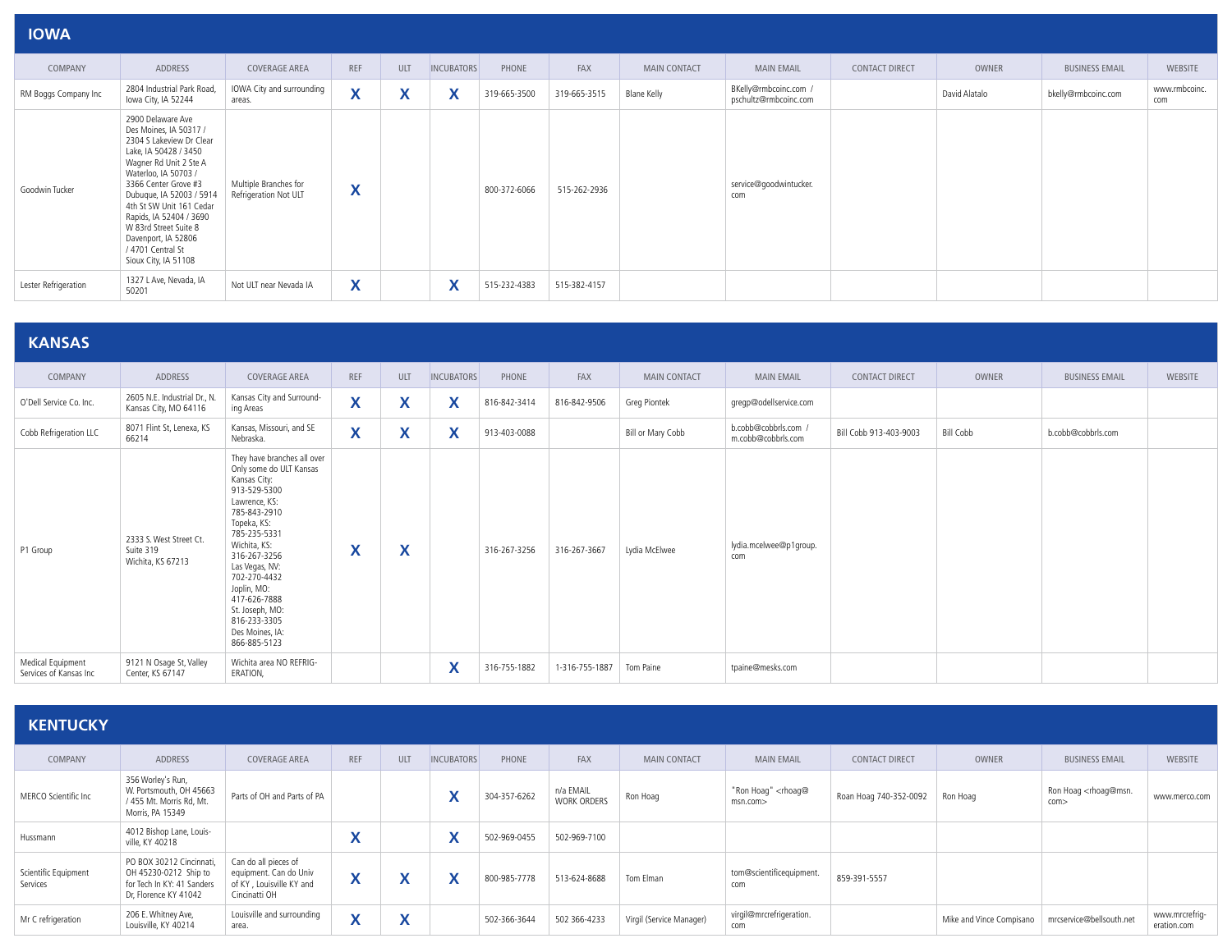## IOWA

| COMPANY | ADDRESS | COVERAGE AREA | REF | ULT | INCUBATORS | PHONE | FAX | MAIN CONTACT | MAIN EMAIL | CONTACT DIRECT | OWNER | BUSINESS EMAIL | WEBSITE |
|---|---|---|---|---|---|---|---|---|---|---|---|---|---|
| RM Boggs Company Inc | 2804 Industrial Park Road, Iowa City, IA 52244 | IOWA City and surrounding areas. | X | X | X | 319-665-3500 | 319-665-3515 | Blane Kelly | BKelly@rmbcoinc.com / pschultz@rmbcoinc.com | | David Alatalo | bkelly@rmbcoinc.com | www.rmbcoinc.com |
| Goodwin Tucker | 2900 Delaware Ave Des Moines, IA 50317 / 2304 S Lakeview Dr Clear Lake, IA 50428 / 3450 Wagner Rd Unit 2 Ste A Waterloo, IA 50703 / 3366 Center Grove #3 Dubuque, IA 52003 / 5914 4th St SW Unit 161 Cedar Rapids, IA 52404 / 3690 W 83rd Street Suite 8 Davenport, IA 52806 / 4701 Central St Sioux City, IA 51108 | Multiple Branches for Refrigeration Not ULT | X | | | 800-372-6066 | 515-262-2936 | | service@goodwintucker.com | | | | |
| Lester Refrigeration | 1327 L Ave, Nevada, IA 50201 | Not ULT near Nevada IA | X | | X | 515-232-4383 | 515-382-4157 | | | | | | |

## KANSAS

| COMPANY | ADDRESS | COVERAGE AREA | REF | ULT | INCUBATORS | PHONE | FAX | MAIN CONTACT | MAIN EMAIL | CONTACT DIRECT | OWNER | BUSINESS EMAIL | WEBSITE |
|---|---|---|---|---|---|---|---|---|---|---|---|---|---|
| O'Dell Service Co. Inc. | 2605 N.E. Industrial Dr., N. Kansas City, MO 64116 | Kansas City and Surrounding Areas | X | X | X | 816-842-3414 | 816-842-9506 | Greg Piontek | gregp@odellservice.com | | | | |
| Cobb Refrigeration LLC | 8071 Flint St, Lenexa, KS 66214 | Kansas, Missouri, and SE Nebraska. | X | X | X | 913-403-0088 | | Bill or Mary Cobb | b.cobb@cobbrls.com / m.cobb@cobbrls.com | Bill Cobb 913-403-9003 | Bill Cobb | b.cobb@cobbrls.com | |
| P1 Group | 2333 S. West Street Ct. Suite 319 Wichita, KS 67213 | They have branches all over Only some do ULT Kansas Kansas City: 913-529-5300 Lawrence, KS: 785-843-2910 Topeka, KS: 785-235-5331 Wichita, KS: 316-267-3256 Las Vegas, NV: 702-270-4432 Joplin, MO: 417-626-7888 St. Joseph, MO: 816-233-3305 Des Moines, IA: 866-885-5123 | X | X | | 316-267-3256 | 316-267-3667 | Lydia McElwee | lydia.mcelwee@p1group.com | | | | |
| Medical Equipment Services of Kansas Inc | 9121 N Osage St, Valley Center, KS 67147 | Wichita area NO REFRIGERATION, | | | X | 316-755-1882 | 1-316-755-1887 | Tom Paine | tpaine@mesks.com | | | | |

## KENTUCKY

| COMPANY | ADDRESS | COVERAGE AREA | REF | ULT | INCUBATORS | PHONE | FAX | MAIN CONTACT | MAIN EMAIL | CONTACT DIRECT | OWNER | BUSINESS EMAIL | WEBSITE |
|---|---|---|---|---|---|---|---|---|---|---|---|---|---|
| MERCO Scientific Inc | 356 Worley's Run, W. Portsmouth, OH 45663 / 455 Mt. Morris Rd, Mt. Morris, PA 15349 | Parts of OH and Parts of PA | | | X | 304-357-6262 | n/a EMAIL WORK ORDERS | Ron Hoag | "Ron Hoag" <rhoag@msn.com> | Roan Hoag 740-352-0092 | Ron Hoag | Ron Hoag <rhoag@msn.com> | www.merco.com |
| Hussmann | 4012 Bishop Lane, Louisville, KY 40218 | | X | | X | 502-969-0455 | 502-969-7100 | | | | | | |
| Scientific Equipment Services | PO BOX 30212 Cincinnati, OH 45230-0212 Ship to for Tech In KY: 41 Sanders Dr, Florence KY 41042 | Can do all pieces of equipment. Can do Univ of KY , Louisville KY and Cincinatti OH | X | X | X | 800-985-7778 | 513-624-8688 | Tom Elman | tom@scientificequipment.com | 859-391-5557 | | | |
| Mr C refrigeration | 206 E. Whitney Ave, Louisville, KY 40214 | Louisville and surrounding area. | X | X | | 502-366-3644 | 502 366-4233 | Virgil (Service Manager) | virgil@mrcrefrigeration.com | | Mike and Vince Compisano | mrcservice@bellsouth.net | www.mrcrefrigeration.com |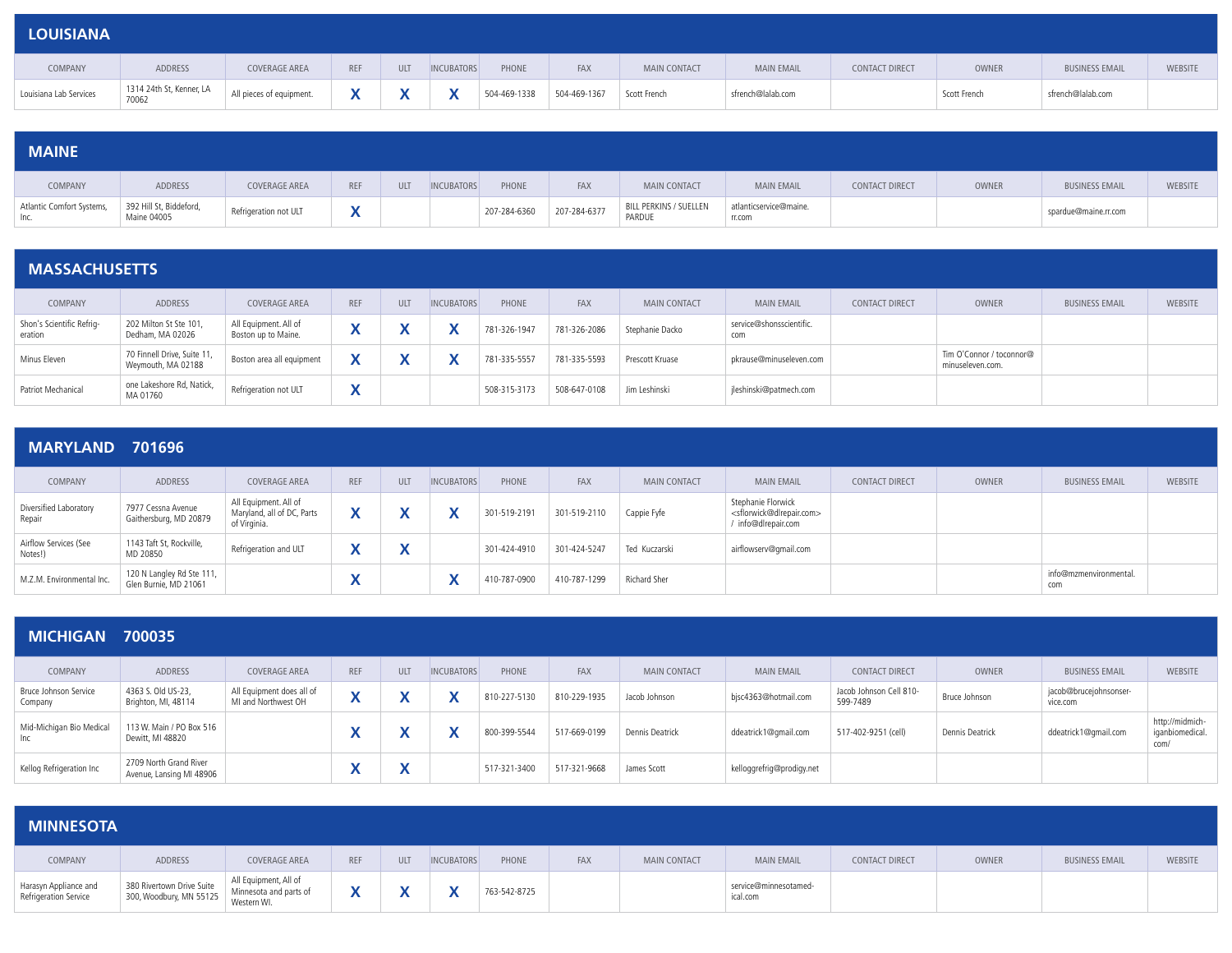## LOUISIANA

| COMPANY | ADDRESS | COVERAGE AREA | REF | ULT | INCUBATORS | PHONE | FAX | MAIN CONTACT | MAIN EMAIL | CONTACT DIRECT | OWNER | BUSINESS EMAIL | WEBSITE |
|---|---|---|---|---|---|---|---|---|---|---|---|---|---|
| Louisiana Lab Services | 1314 24th St, Kenner, LA 70062 | All pieces of equipment. | X | X | X | 504-469-1338 | 504-469-1367 | Scott French | sfrench@lalab.com | | Scott French | sfrench@lalab.com | |

## MAINE

| COMPANY | ADDRESS | COVERAGE AREA | REF | ULT | INCUBATORS | PHONE | FAX | MAIN CONTACT | MAIN EMAIL | CONTACT DIRECT | OWNER | BUSINESS EMAIL | WEBSITE |
|---|---|---|---|---|---|---|---|---|---|---|---|---|---|
| Atlantic Comfort Systems, Inc. | 392 Hill St, Biddeford, Maine 04005 | Refrigeration not ULT | X | | | 207-284-6360 | 207-284-6377 | BILL PERKINS / SUELLEN PARDUE | atlanticservice@maine.rr.com | | | spardue@maine.rr.com | |

## MASSACHUSETTS

| COMPANY | ADDRESS | COVERAGE AREA | REF | ULT | INCUBATORS | PHONE | FAX | MAIN CONTACT | MAIN EMAIL | CONTACT DIRECT | OWNER | BUSINESS EMAIL | WEBSITE |
|---|---|---|---|---|---|---|---|---|---|---|---|---|---|
| Shon's Scientific Refrigeration | 202 Milton St Ste 101, Dedham, MA 02026 | All Equipment. All of Boston up to Maine. | X | X | X | 781-326-1947 | 781-326-2086 | Stephanie Dacko | service@shonsscientific.com | | | | |
| Minus Eleven | 70 Finnell Drive, Suite 11, Weymouth, MA 02188 | Boston area all equipment | X | X | X | 781-335-5557 | 781-335-5593 | Prescott Kruase | pkrause@minuseleven.com | | Tim O'Connor / toconnor@minuseleven.com. | | |
| Patriot Mechanical | one Lakeshore Rd, Natick, MA 01760 | Refrigeration not ULT | X | | | 508-315-3173 | 508-647-0108 | Jim Leshinski | jleshinski@patmech.com | | | | |

## MARYLAND 701696

| COMPANY | ADDRESS | COVERAGE AREA | REF | ULT | INCUBATORS | PHONE | FAX | MAIN CONTACT | MAIN EMAIL | CONTACT DIRECT | OWNER | BUSINESS EMAIL | WEBSITE |
|---|---|---|---|---|---|---|---|---|---|---|---|---|---|
| Diversified Laboratory Repair | 7977 Cessna Avenue Gaithersburg, MD 20879 | All Equipment. All of Maryland, all of DC, Parts of Virginia. | X | X | X | 301-519-2191 | 301-519-2110 | Cappie Fyfe | Stephanie Florwick <sflorwick@dlrepair.com> / info@dlrepair.com | | | | |
| Airflow Services (See Notes!) | 1143 Taft St, Rockville, MD 20850 | Refrigeration and ULT | X | X | | 301-424-4910 | 301-424-5247 | Ted Kuczarski | airflowserv@gmail.com | | | | |
| M.Z.M. Environmental Inc. | 120 N Langley Rd Ste 111, Glen Burnie, MD 21061 | | X | | X | 410-787-0900 | 410-787-1299 | Richard Sher | | | | info@mzmenvironmental.com | |

## MICHIGAN 700035

| COMPANY | ADDRESS | COVERAGE AREA | REF | ULT | INCUBATORS | PHONE | FAX | MAIN CONTACT | MAIN EMAIL | CONTACT DIRECT | OWNER | BUSINESS EMAIL | WEBSITE |
|---|---|---|---|---|---|---|---|---|---|---|---|---|---|
| Bruce Johnson Service Company | 4363 S. Old US-23, Brighton, MI, 48114 | All Equipment does all of MI and Northwest OH | X | X | X | 810-227-5130 | 810-229-1935 | Jacob Johnson | bjsc4363@hotmail.com | Jacob Johnson Cell 810-599-7489 | Bruce Johnson | jacob@brucejohnsonservice.com | |
| Mid-Michigan Bio Medical Inc | 113 W. Main / PO Box 516 Dewitt, MI 48820 | | X | X | X | 800-399-5544 | 517-669-0199 | Dennis Deatrick | ddeatrick1@gmail.com | 517-402-9251 (cell) | Dennis Deatrick | ddeatrick1@gmail.com | http://midmichiganbiomedical.com/ |
| Kellog Refrigeration Inc | 2709 North Grand River Avenue, Lansing MI 48906 | | X | X | | 517-321-3400 | 517-321-9668 | James Scott | kelloggrefrig@prodigy.net | | | | |

## MINNESOTA

| COMPANY | ADDRESS | COVERAGE AREA | REF | ULT | INCUBATORS | PHONE | FAX | MAIN CONTACT | MAIN EMAIL | CONTACT DIRECT | OWNER | BUSINESS EMAIL | WEBSITE |
|---|---|---|---|---|---|---|---|---|---|---|---|---|---|
| Harasyn Appliance and Refrigeration Service | 380 Rivertown Drive Suite 300, Woodbury, MN 55125 | All Equipment, All of Minnesota and parts of Western WI. | X | X | X | 763-542-8725 | | | service@minnesotamedical.com | | | | |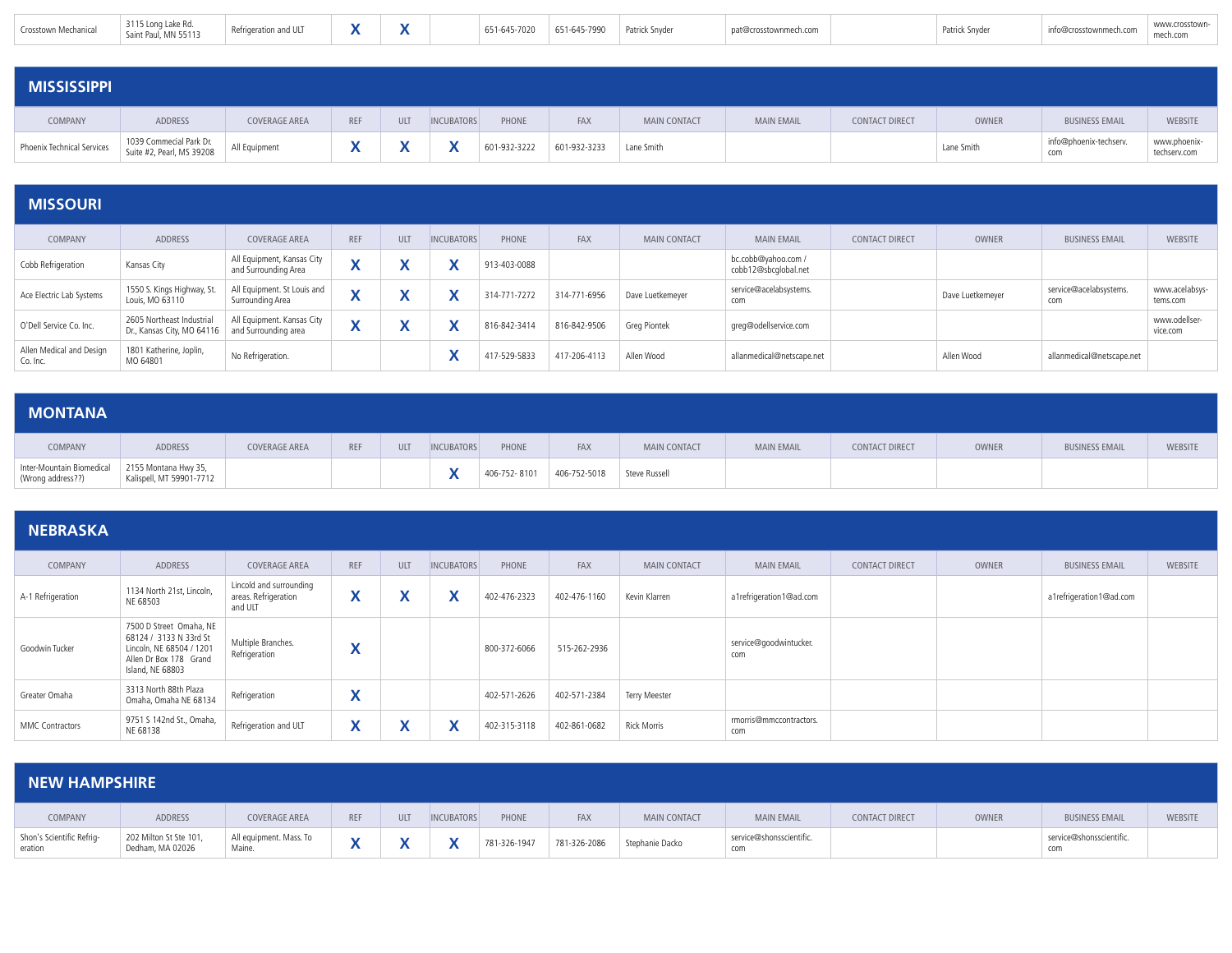| COMPANY | ADDRESS | COVERAGE AREA | REF | ULT | INCUBATORS | PHONE | FAX | MAIN CONTACT | MAIN EMAIL | CONTACT DIRECT | OWNER | BUSINESS EMAIL | WEBSITE |
|---|---|---|---|---|---|---|---|---|---|---|---|---|---|
| Crosstown Mechanical | 3115 Long Lake Rd. Saint Paul, MN 55113 | Refrigeration and ULT | X | X | | 651-645-7020 | 651-645-7990 | Patrick Snyder | pat@crosstownmech.com | | Patrick Snyder | info@crosstownmech.com | www.crosstown-mech.com |

## MISSISSIPPI

| COMPANY | ADDRESS | COVERAGE AREA | REF | ULT | INCUBATORS | PHONE | FAX | MAIN CONTACT | MAIN EMAIL | CONTACT DIRECT | OWNER | BUSINESS EMAIL | WEBSITE |
|---|---|---|---|---|---|---|---|---|---|---|---|---|---|
| Phoenix Technical Services | 1039 Commecial Park Dr. Suite #2, Pearl, MS 39208 | All Equipment | X | X | X | 601-932-3222 | 601-932-3233 | Lane Smith | | | Lane Smith | info@phoenix-techserv.com | www.phoenix-techserv.com |

## MISSOURI

| COMPANY | ADDRESS | COVERAGE AREA | REF | ULT | INCUBATORS | PHONE | FAX | MAIN CONTACT | MAIN EMAIL | CONTACT DIRECT | OWNER | BUSINESS EMAIL | WEBSITE |
|---|---|---|---|---|---|---|---|---|---|---|---|---|---|
| Cobb Refrigeration | Kansas City | All Equipment, Kansas City and Surrounding Area | X | X | X | 913-403-0088 | | | bc.cobb@yahoo.com / cobb12@sbcglobal.net | | | | |
| Ace Electric Lab Systems | 1550 S. Kings Highway, St. Louis, MO 63110 | All Equipment. St Louis and Surrounding Area | X | X | X | 314-771-7272 | 314-771-6956 | Dave Luetkemeyer | service@acelabsystems.com | | Dave Luetkemeyer | service@acelabsystems.com | www.acelabsys-tems.com |
| O'Dell Service Co. Inc. | 2605 Northeast Industrial Dr., Kansas City, MO 64116 | All Equipment. Kansas City and Surrounding area | X | X | X | 816-842-3414 | 816-842-9506 | Greg Piontek | greg@odellservice.com | | | | www.odellser-vice.com |
| Allen Medical and Design Co. Inc. | 1801 Katherine, Joplin, MO 64801 | No Refrigeration. | | | X | 417-529-5833 | 417-206-4113 | Allen Wood | allanmedical@netscape.net | | Allen Wood | allanmedical@netscape.net | |

## MONTANA

| COMPANY | ADDRESS | COVERAGE AREA | REF | ULT | INCUBATORS | PHONE | FAX | MAIN CONTACT | MAIN EMAIL | CONTACT DIRECT | OWNER | BUSINESS EMAIL | WEBSITE |
|---|---|---|---|---|---|---|---|---|---|---|---|---|---|
| Inter-Mountain Biomedical (Wrong address??) | 2155 Montana Hwy 35, Kalispell, MT 59901-7712 | | | | X | 406-752- 8101 | 406-752-5018 | Steve Russell | | | | | |

## NEBRASKA

| COMPANY | ADDRESS | COVERAGE AREA | REF | ULT | INCUBATORS | PHONE | FAX | MAIN CONTACT | MAIN EMAIL | CONTACT DIRECT | OWNER | BUSINESS EMAIL | WEBSITE |
|---|---|---|---|---|---|---|---|---|---|---|---|---|---|
| A-1 Refrigeration | 1134 North 21st, Lincoln, NE 68503 | Lincold and surrounding areas. Refrigeration and ULT | X | X | X | 402-476-2323 | 402-476-1160 | Kevin Klarren | a1refrigeration1@ad.com | | | a1refrigeration1@ad.com | |
| Goodwin Tucker | 7500 D Street Omaha, NE 68124 / 3133 N 33rd St Lincoln, NE 68504 / 1201 Allen Dr Box 178 Grand Island, NE 68803 | Multiple Branches. Refrigeration | X | | | 800-372-6066 | 515-262-2936 | | service@goodwintucker.com | | | | |
| Greater Omaha | 3313 North 88th Plaza Omaha, Omaha NE 68134 | Refrigeration | X | | | 402-571-2626 | 402-571-2384 | Terry Meester | | | | | |
| MMC Contractors | 9751 S 142nd St., Omaha, NE 68138 | Refrigeration and ULT | X | X | X | 402-315-3118 | 402-861-0682 | Rick Morris | rmorris@mmccontractors.com | | | | |

## NEW HAMPSHIRE

| COMPANY | ADDRESS | COVERAGE AREA | REF | ULT | INCUBATORS | PHONE | FAX | MAIN CONTACT | MAIN EMAIL | CONTACT DIRECT | OWNER | BUSINESS EMAIL | WEBSITE |
|---|---|---|---|---|---|---|---|---|---|---|---|---|---|
| Shon's Scientific Refrig-eration | 202 Milton St Ste 101, Dedham, MA 02026 | All equipment. Mass. To Maine. | X | X | X | 781-326-1947 | 781-326-2086 | Stephanie Dacko | service@shonsscientific.com | | | service@shonsscientific.com | |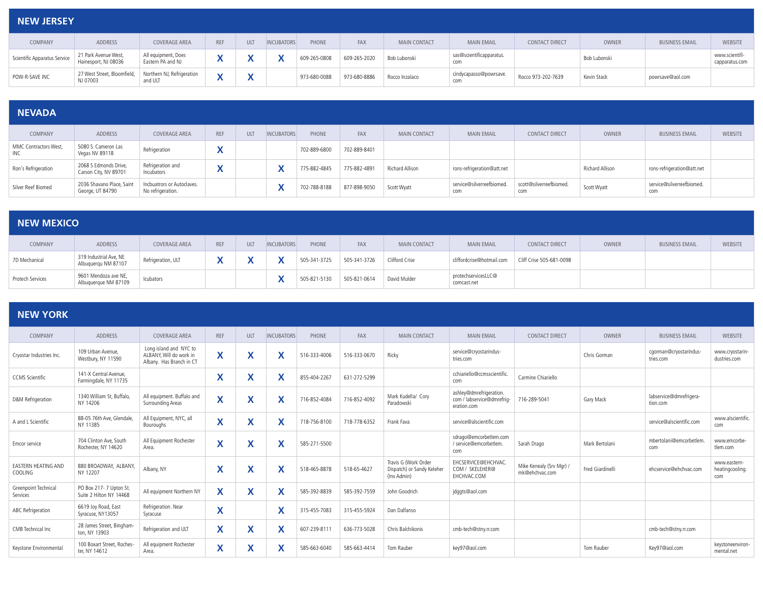## NEW JERSEY

| COMPANY | ADDRESS | COVERAGE AREA | REF | ULT | INCUBATORS | PHONE | FAX | MAIN CONTACT | MAIN EMAIL | CONTACT DIRECT | OWNER | BUSINESS EMAIL | WEBSITE |
|---|---|---|---|---|---|---|---|---|---|---|---|---|---|
| Scientific Apparatus Service | 21 Park Avenue West, Hainesport, NJ 08036 | All equipment, Does Eastern PA and NJ | X | X | X | 609-265-0808 | 609-265-2020 | Bob Lubonski | sas@scientificapparatus.com | | Bob Lubonski | | www.scientificapparatus.com |
| POW-R-SAVE INC | 27 West Street, Bloomfield, NJ 07003 | Northern NJ, Refrigeration and ULT | X | X | | 973-680-0088 | 973-680-8886 | Rocco Inzalaco | cindycapasso@powrsave.com | Rocco 973-202-7639 | Kevin Stack | powrsave@aol.com | |

## NEVADA

| COMPANY | ADDRESS | COVERAGE AREA | REF | ULT | INCUBATORS | PHONE | FAX | MAIN CONTACT | MAIN EMAIL | CONTACT DIRECT | OWNER | BUSINESS EMAIL | WEBSITE |
|---|---|---|---|---|---|---|---|---|---|---|---|---|---|
| MMC Contractors West, INC | 5080 S. Cameron Las Vegas NV 89118 | Refrigeration | X | | | 702-889-6800 | 702-889-8401 | | | | | | |
| Ron's Refrigeration | 2068 S Edmonds Drive, Carson City, NV 89701 | Refrigeration and Incubators | X | | X | 775-882-4845 | 775-882-4891 | Richard Allison | rons-refrigeration@att.net | | Richard Allison | rons-refrigeration@att.net | |
| Silver Reef Biomed | 2036 Shavano Place, Saint George, UT 84790 | Incbuatrors or Autoclaves. No refrigeration. | | | X | 702-788-8188 | 877-898-9050 | Scott Wyatt | service@silverreefbiomed.com | scott@silverreefbiomed.com | Scott Wyatt | service@silverreefbiomed.com | |

## NEW MEXICO

| COMPANY | ADDRESS | COVERAGE AREA | REF | ULT | INCUBATORS | PHONE | FAX | MAIN CONTACT | MAIN EMAIL | CONTACT DIRECT | OWNER | BUSINESS EMAIL | WEBSITE |
|---|---|---|---|---|---|---|---|---|---|---|---|---|---|
| 7D Mechanical | 319 Industrial Ave, NE Albuquerqu NM 87107 | Refrigeration, ULT | X | X | X | 505-341-3725 | 505-341-3726 | Clifford Crise | cliffordcrise@hotmail.com | Cliff Crise 505-681-0098 | | | |
| Protech Services | 9601 Mendoza ave NE, Albuquerque NM 87109 | Icubators | | | X | 505-821-5130 | 505-821-0614 | David Mulder | protechservicesLLC@comcast.net | | | | |

## NEW YORK

| COMPANY | ADDRESS | COVERAGE AREA | REF | ULT | INCUBATORS | PHONE | FAX | MAIN CONTACT | MAIN EMAIL | CONTACT DIRECT | OWNER | BUSINESS EMAIL | WEBSITE |
|---|---|---|---|---|---|---|---|---|---|---|---|---|---|
| Cryostar Industries Inc. | 109 Urban Avenue, Westbury, NY 11590 | Long island and NYC to ALBANY, Will do work in Albany. Has Branch in CT | X | X | X | 516-333-4006 | 516-333-0670 | Ricky | service@cryostarindustries.com | | Chris Gorman | cgorman@cryostarindustries.com | www.cryostarindustries.com |
| CCMS Scientific | 141-X Central Avenue, Farmingdale, NY 11735 | | X | X | X | 855-404-2267 | 631-272-5299 | | cchiariello@ccmsscientific.com | Carmine Chiariello | | | |
| D&M Refrigeration | 1340 William St, Buffalo, NY 14206 | All equipment. Buffalo and Surrounding Areas | X | X | X | 716-852-4084 | 716-852-4092 | Mark Kudella/ Cory Paradowski | ashley@dmrefrigeration.com / labservice@dmrefrigeration.com | 716-289-5041 | Gary Mack | labservice@dmrefrigeration.com | |
| A and L Scientific | 88-05 76th Ave, Glendale, NY 11385 | All Equipment, NYC, all Bouroughs | X | X | X | 718-756-8100 | 718-778-6352 | Frank Fava | service@alscientific.com | | | service@alscientific.com | www.alscientific.com |
| Emcor service | 704 Clinton Ave, South Rochester, NY 14620 | All Equipment Rochester Area. | X | X | X | 585-271-5500 | | | sdrago@emcorbetlem.com / service@emcorbetlem.com | Sarah Drago | Mark Bertolani | mbertolani@emcorbetlem.com | www.emcorbetlem.com |
| EASTERN HEATING AND COOLING | 880 BROADWAY, ALBANY, NY 12207 | Albany, NY | X | X | X | 518-465-8878 | 518-65-4627 | Travis G (Work Order Dispatch) or Sandy Keleher (Inv Admin) | EHCSERVICE@EHCHVAC.COM / SKELEHER@EHCHVAC.COM | Mike Kenealy (Srv Mgr) / mk@ehchvac.com | Fred Giardinelli | ehcservice@ehchvac.com | www.easternheatingcooling.com |
| Greenpoint Technical Services | PO Box 217- 7 Upton St. Suite 2 Hilton NY 14468 | All equipment Northern NY | X | X | X | 585-392-8839 | 585-392-7559 | John Goodrich | jdggts@aol.com | | | | |
| ABC Refrigeration | 6619 Joy Road, East Syracuse, NY13057 | Refrigeration. Near Syracuse | X | | X | 315-455-7083 | 315-455-5924 | Dan Dalfanso | | | | | |
| CMB Technical Inc | 28 James Street, Binghamton, NY 13903 | Refrigeration and ULT | X | X | X | 607-239-8111 | 636-773-5028 | Chris Balchikonis | cmb-tech@stny.rr.com | | | cmb-tech@stny.rr.com | |
| Keystone Environmental | 100 Boxart Street, Rochester, NY 14612 | All equipment Rochester Area. | X | X | X | 585-663-6040 | 585-663-4414 | Tom Rauber | key97@aol.com | | Tom Rauber | Key97@aol.com | keystoneenvironmental.net |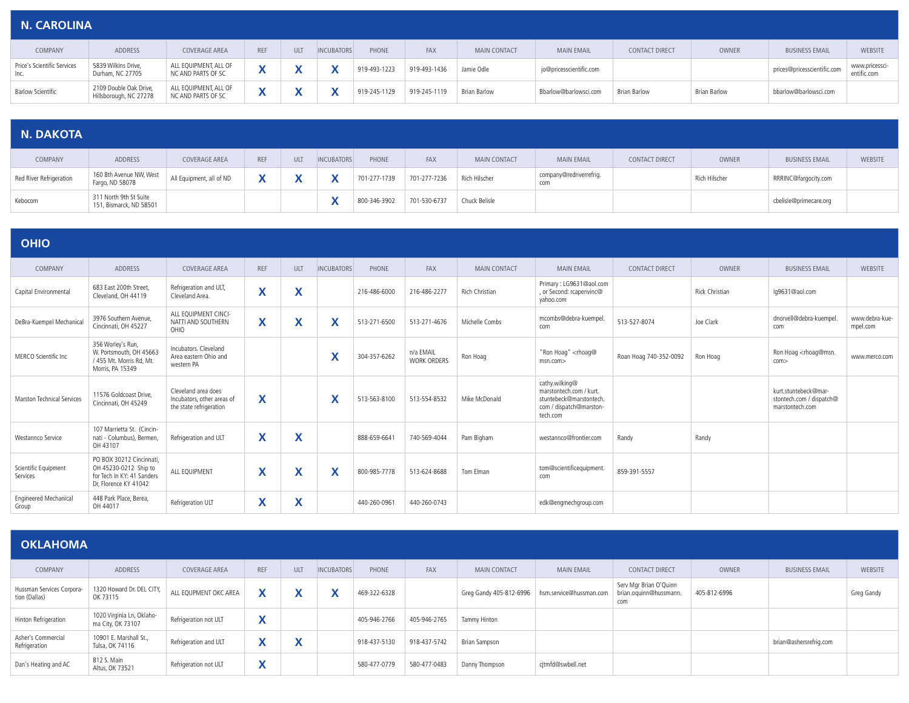## N. CAROLINA

| COMPANY | ADDRESS | COVERAGE AREA | REF | ULT | INCUBATORS | PHONE | FAX | MAIN CONTACT | MAIN EMAIL | CONTACT DIRECT | OWNER | BUSINESS EMAIL | WEBSITE |
|---|---|---|---|---|---|---|---|---|---|---|---|---|---|
| Price's Scientific Services Inc. | 5839 Wilkins Drive, Durham, NC 27705 | ALL EQUIPMENT, ALL OF NC AND PARTS OF SC | X | X | X | 919-493-1223 | 919-493-1436 | Jamie Odle | jo@pricesscientific.com | | | prices@pricesscientific.com | www.pricessci-entific.com |
| Barlow Scientific | 2109 Double Oak Drive, Hillsborough, NC 27278 | ALL EQUIPMENT, ALL OF NC AND PARTS OF SC | X | X | X | 919-245-1129 | 919-245-1119 | Brian Barlow | Bbarlow@barlowsci.com | Brian Barlow | Brian Barlow | bbarlow@barlowsci.com | |

## N. DAKOTA

| COMPANY | ADDRESS | COVERAGE AREA | REF | ULT | INCUBATORS | PHONE | FAX | MAIN CONTACT | MAIN EMAIL | CONTACT DIRECT | OWNER | BUSINESS EMAIL | WEBSITE |
|---|---|---|---|---|---|---|---|---|---|---|---|---|---|
| Red River Refrigeration | 160 8th Avenue NW, West Fargo, ND 58078 | All Equipment, all of ND | X | X | X | 701-277-1739 | 701-277-7236 | Rich Hilscher | company@redriverrefrig.com | | Rich Hilscher | RRRINC@fargocity.com | |
| Kebocom | 311 North 9th St Suite 151, Bismarck, ND 58501 | | | | X | 800-346-3902 | 701-530-6737 | Chuck Belisle | | | | cbelisle@primecare.org | |

## OHIO

| COMPANY | ADDRESS | COVERAGE AREA | REF | ULT | INCUBATORS | PHONE | FAX | MAIN CONTACT | MAIN EMAIL | CONTACT DIRECT | OWNER | BUSINESS EMAIL | WEBSITE |
|---|---|---|---|---|---|---|---|---|---|---|---|---|---|
| Capital Environmental | 683 East 200th Street, Cleveland, OH 44119 | Refrigeration and ULT, Cleveland Area. | X | X | | 216-486-6000 | 216-486-2277 | Rich Christian | Primary : LG9631@aol.com , or Second: rcapenvinc@yahoo.com | | Rick Christian | lg9631@aol.com | |
| DeBra-Kuempel Mechanical | 3976 Southern Avenue, Cincinnati, OH 45227 | ALL EQUIPMENT CINCINNATI AND SOUTHERN OHIO | X | X | X | 513-271-6500 | 513-271-4676 | Michelle Combs | mcombs@debra-kuempel.com | 513-527-8074 | Joe Clark | dnorvell@debra-kuempel.com | www.debra-kuempel.com |
| MERCO Scientific Inc | 356 Worley's Run, W. Portsmouth, OH 45663 / 455 Mt. Morris Rd, Mt. Morris, PA 15349 | Incubators. Cleveland Area eastern Ohio and western PA | | | X | 304-357-6262 | n/a EMAIL WORK ORDERS | Ron Hoag | "Ron Hoag" <rhoag@msn.com> | Roan Hoag 740-352-0092 | Ron Hoag | Ron Hoag <rhoag@msn.com> | www.merco.com |
| Marston Technical Services | 11576 Goldcoast Drive, Cincinnati, OH 45249 | Cleveland area does Incubators, other areas of the state refrigeration | X | | X | 513-563-8100 | 513-554-8532 | Mike McDonald | cathy.wilking@marstontech.com / kurt.stuntebeck@marstontech.com / dispatch@marstontech.com | | | kurt.stuntebeck@marstontech.com / dispatch@marstontech.com | |
| Westannco Service | 107 Marrietta St. (Cincinnati - Columbus), Bermen, OH 43107 | Refrigeration and ULT | X | X | | 888-659-6641 | 740-569-4044 | Pam Bigham | westannco@frontier.com | Randy | Randy | | |
| Scientific Equipment Services | PO BOX 30212 Cincinnati, OH 45230-0212 Ship to for Tech In KY: 41 Sanders Dr, Florence KY 41042 | ALL EQUIPMENT | X | X | X | 800-985-7778 | 513-624-8688 | Tom Elman | tom@scientificequipment.com | 859-391-5557 | | | |
| Engineered Mechanical Group | 448 Park Place, Berea, OH 44017 | Refrigeration ULT | X | X | | 440-260-0961 | 440-260-0743 | | edk@engmechgroup.com | | | | |

## OKLAHOMA

| COMPANY | ADDRESS | COVERAGE AREA | REF | ULT | INCUBATORS | PHONE | FAX | MAIN CONTACT | MAIN EMAIL | CONTACT DIRECT | OWNER | BUSINESS EMAIL | WEBSITE |
|---|---|---|---|---|---|---|---|---|---|---|---|---|---|
| Hussman Services Corporation (Dallas) | 1320 Howard Dr. DEL CITY, OK 73115 | ALL EQUIPMENT OKC AREA | X | X | X | 469-322-6328 | | Greg Gandy 405-812-6996 | hsm.service@hussman.com | Serv Mgr Brian O'Quinn brian.oquinn@hussmann.com | 405-812-6996 | | Greg Gandy |
| Hinton Refrigeration | 1020 Virginia Ln, Oklahoma City, OK 73107 | Refrigeration not ULT | X | | | 405-946-2766 | 405-946-2765 | Tammy Hinton | | | | | |
| Asher's Commercial Refrigeration | 10901 E. Marshall St., Tulsa, OK 74116 | Refrigeration and ULT | X | X | | 918-437-5130 | 918-437-5742 | Brian Sampson | | | | brian@ashersrefrig.com | |
| Dan's Heating and AC | 812 S. Main Altus, OK 73521 | Refrigeration not ULT | X | | | 580-477-0779 | 580-477-0483 | Danny Thompson | cjtmfd@swbell.net | | | | |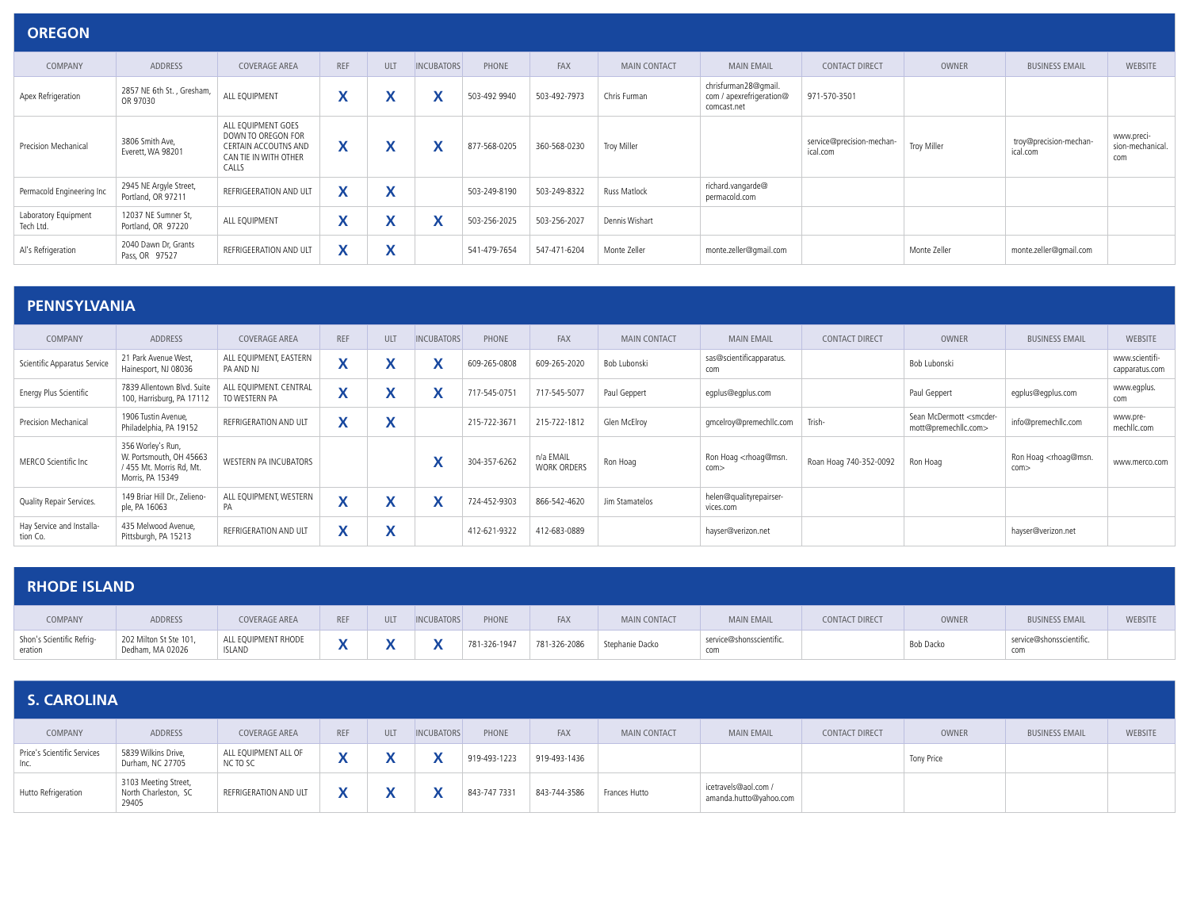## OREGON

| COMPANY | ADDRESS | COVERAGE AREA | REF | ULT | INCUBATORS | PHONE | FAX | MAIN CONTACT | MAIN EMAIL | CONTACT DIRECT | OWNER | BUSINESS EMAIL | WEBSITE |
|---|---|---|---|---|---|---|---|---|---|---|---|---|---|
| Apex Refrigeration | 2857 NE 6th St. , Gresham, OR 97030 | ALL EQUIPMENT | X | X | X | 503-492 9940 | 503-492-7973 | Chris Furman | chrisfurman28@gmail.com / apexrefrigeration@comcast.net | 971-570-3501 | | | |
| Precision Mechanical | 3806 Smith Ave, Everett, WA 98201 | ALL EQUIPMENT GOES DOWN TO OREGON FOR CERTAIN ACCOUTNS AND CAN TIE IN WITH OTHER CALLS | X | X | X | 877-568-0205 | 360-568-0230 | Troy Miller | | service@precision-mechanical.com | Troy Miller | troy@precision-mechanical.com | www.precision-mechanical.com |
| Permacold Engineering Inc | 2945 NE Argyle Street, Portland, OR 97211 | REFRIGEERATION AND ULT | X | X | | 503-249-8190 | 503-249-8322 | Russ Matlock | richard.vangarde@permacold.com | | | | |
| Laboratory Equipment Tech Ltd. | 12037 NE Sumner St, Portland, OR 97220 | ALL EQUIPMENT | X | X | X | 503-256-2025 | 503-256-2027 | Dennis Wishart | | | | | |
| Al's Refrigeration | 2040 Dawn Dr, Grants Pass, OR 97527 | REFRIGEERATION AND ULT | X | X | | 541-479-7654 | 547-471-6204 | Monte Zeller | monte.zeller@gmail.com | | Monte Zeller | monte.zeller@gmail.com | |

## PENNSYLVANIA

| COMPANY | ADDRESS | COVERAGE AREA | REF | ULT | INCUBATORS | PHONE | FAX | MAIN CONTACT | MAIN EMAIL | CONTACT DIRECT | OWNER | BUSINESS EMAIL | WEBSITE |
|---|---|---|---|---|---|---|---|---|---|---|---|---|---|
| Scientific Apparatus Service | 21 Park Avenue West, Hainesport, NJ 08036 | ALL EQUIPMENT, EASTERN PA AND NJ | X | X | X | 609-265-0808 | 609-265-2020 | Bob Lubonski | sas@scientificapparatus.com | | Bob Lubonski | | www.scientificapparatus.com |
| Energy Plus Scientific | 7839 Allentown Blvd. Suite 100, Harrisburg, PA 17112 | ALL EQUIPMENT. CENTRAL TO WESTERN PA | X | X | X | 717-545-0751 | 717-545-5077 | Paul Geppert | egplus@egplus.com | | Paul Geppert | egplus@egplus.com | www.egplus.com |
| Precision Mechanical | 1906 Tustin Avenue, Philadelphia, PA 19152 | REFRIGERATION AND ULT | X | X | | 215-722-3671 | 215-722-1812 | Glen McElroy | gmcelroy@premechllc.com | Trish- | Sean McDermott <smcdermott@premechllc.com> | info@premechllc.com | www.premechllc.com |
| MERCO Scientific Inc | 356 Worley's Run, W. Portsmouth, OH 45663 / 455 Mt. Morris Rd, Mt. Morris, PA 15349 | WESTERN PA INCUBATORS | | | X | 304-357-6262 | n/a EMAIL WORK ORDERS | Ron Hoag | Ron Hoag <rhoag@msn.com> | Roan Hoag 740-352-0092 | Ron Hoag | Ron Hoag <rhoag@msn.com> | www.merco.com |
| Quality Repair Services. | 149 Briar Hill Dr., Zelienople, PA 16063 | ALL EQUIPMENT, WESTERN PA | X | X | X | 724-452-9303 | 866-542-4620 | Jim Stamatelos | helen@qualityrepairservices.com | | | | |
| Hay Service and Installation Co. | 435 Melwood Avenue, Pittsburgh, PA 15213 | REFRIGERATION AND ULT | X | X | | 412-621-9322 | 412-683-0889 | | hayser@verizon.net | | | hayser@verizon.net | |

## RHODE ISLAND

| COMPANY | ADDRESS | COVERAGE AREA | REF | ULT | INCUBATORS | PHONE | FAX | MAIN CONTACT | MAIN EMAIL | CONTACT DIRECT | OWNER | BUSINESS EMAIL | WEBSITE |
|---|---|---|---|---|---|---|---|---|---|---|---|---|---|
| Shon's Scientific Refrigeration | 202 Milton St Ste 101, Dedham, MA 02026 | ALL EQUIPMENT RHODE ISLAND | X | X | X | 781-326-1947 | 781-326-2086 | Stephanie Dacko | service@shonsscientific.com | | Bob Dacko | service@shonsscientific.com | |

## S. CAROLINA

| COMPANY | ADDRESS | COVERAGE AREA | REF | ULT | INCUBATORS | PHONE | FAX | MAIN CONTACT | MAIN EMAIL | CONTACT DIRECT | OWNER | BUSINESS EMAIL | WEBSITE |
|---|---|---|---|---|---|---|---|---|---|---|---|---|---|
| Price's Scientific Services Inc. | 5839 Wilkins Drive, Durham, NC 27705 | ALL EQUIPMENT ALL OF NC TO SC | X | X | X | 919-493-1223 | 919-493-1436 | | | | Tony Price | | |
| Hutto Refrigeration | 3103 Meeting Street, North Charleston, SC 29405 | REFRIGERATION AND ULT | X | X | X | 843-747 7331 | 843-744-3586 | Frances Hutto | icetravels@aol.com / amanda.hutto@yahoo.com | | | | |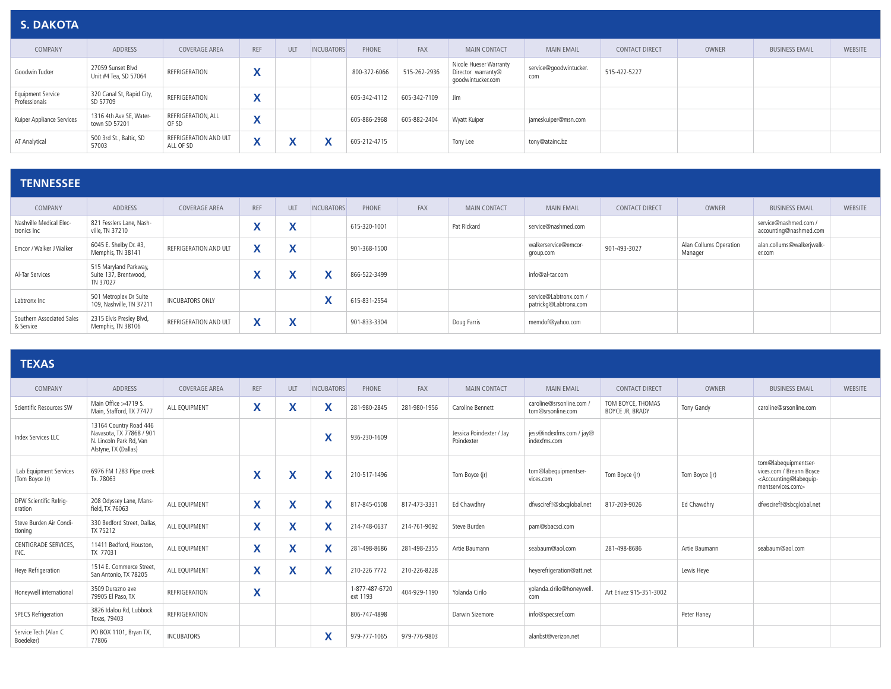## S. DAKOTA

| COMPANY | ADDRESS | COVERAGE AREA | REF | ULT | INCUBATORS | PHONE | FAX | MAIN CONTACT | MAIN EMAIL | CONTACT DIRECT | OWNER | BUSINESS EMAIL | WEBSITE |
|---|---|---|---|---|---|---|---|---|---|---|---|---|---|
| Goodwin Tucker | 27059 Sunset Blvd Unit #4 Tea, SD 57064 | REFRIGERATION | X | | | 800-372-6066 | 515-262-2936 | Nicole Hueser Warranty Director warranty@goodwintucker.com | service@goodwintucker.com | 515-422-5227 | | | |
| Equipment Service Professionals | 320 Canal St, Rapid City, SD 57709 | REFRIGERATION | X | | | 605-342-4112 | 605-342-7109 | Jim | | | | | |
| Kuiper Appliance Services | 1316 4th Ave SE, Watertown SD 57201 | REFRIGERATION, ALL OF SD | X | | | 605-886-2968 | 605-882-2404 | Wyatt Kuiper | jameskuiper@msn.com | | | | |
| AT Analytical | 500 3rd St., Baltic, SD 57003 | REFRIGERATION AND ULT ALL OF SD | X | X | X | 605-212-4715 | | Tony Lee | tony@atainc.bz | | | | |

## TENNESSEE

| COMPANY | ADDRESS | COVERAGE AREA | REF | ULT | INCUBATORS | PHONE | FAX | MAIN CONTACT | MAIN EMAIL | CONTACT DIRECT | OWNER | BUSINESS EMAIL | WEBSITE |
|---|---|---|---|---|---|---|---|---|---|---|---|---|---|
| Nashville Medical Electronics Inc | 821 Fesslers Lane, Nashville, TN 37210 | | X | X | | 615-320-1001 | | Pat Rickard | service@nashmed.com | | | service@nashmed.com / accounting@nashmed.com | |
| Emcor / Walker J Walker | 6045 E. Shelby Dr. #3, Memphis, TN 38141 | REFRIGERATION AND ULT | X | X | | 901-368-1500 | | | walkerservice@emcor-group.com | 901-493-3027 | Alan Collums Operation Manager | alan.collums@walkerjwalker.com | |
| Al-Tar Services | 515 Maryland Parkway, Suite 137, Brentwood, TN 37027 | | X | X | X | 866-522-3499 | | | info@al-tar.com | | | | |
| Labtronx Inc | 501 Metroplex Dr Suite 109, Nashville, TN 37211 | INCUBATORS ONLY | | | X | 615-831-2554 | | | service@Labtronx.com / patrickg@Labtronx.com | | | | |
| Southern Associated Sales & Service | 2315 Elvis Presley Blvd, Memphis, TN 38106 | REFRIGERATION AND ULT | X | X | | 901-833-3304 | | Doug Farris | memdof@yahoo.com | | | | |

## TEXAS

| COMPANY | ADDRESS | COVERAGE AREA | REF | ULT | INCUBATORS | PHONE | FAX | MAIN CONTACT | MAIN EMAIL | CONTACT DIRECT | OWNER | BUSINESS EMAIL | WEBSITE |
|---|---|---|---|---|---|---|---|---|---|---|---|---|---|
| Scientific Resources SW | Main Office >4719 S. Main, Stafford, TX 77477 | ALL EQUIPMENT | X | X | X | 281-980-2845 | 281-980-1956 | Caroline Bennett | caroline@srsonline.com / tom@srsonline.com | TOM BOYCE, THOMAS BOYCE JR, BRADY | Tony Gandy | caroline@srsonline.com | |
| Index Services LLC | 13164 Country Road 446 Navasota, TX 77868 / 901 N. Lincoln Park Rd, Van Alstyne, TX (Dallas) | | | | X | 936-230-1609 | | Jessica Poindexter / Jay Poindexter | jess@indexfms.com / jay@indexfms.com | | | | |
| Lab Equipment Services (Tom Boyce Jr) | 6976 FM 1283 Pipe creek Tx. 78063 | | X | X | X | 210-517-1496 | | Tom Boyce (jr) | tom@labequipmentservices.com | Tom Boyce (jr) | Tom Boyce (jr) | tom@labequipmentservices.com / Breann Boyce <Accounting@labequipmentservices.com> | |
| DFW Scientific Refrigeration | 208 Odyssey Lane, Mansfield, TX 76063 | ALL EQUIPMENT | X | X | X | 817-845-0508 | 817-473-3331 | Ed Chawdhry | dfwscienf!@sbcglobal.net | 817-209-9026 | Ed Chawdhry | dfwscienf!@sbcglobal.net | |
| Steve Burden Air Conditioning | 330 Bedford Street, Dallas, TX 75212 | ALL EQUIPMENT | X | X | X | 214-748-0637 | 214-761-9092 | Steve Burden | pam@sbacsci.com | | | | |
| CENTIGRADE SERVICES, INC. | 11411 Bedford, Houston, TX 77031 | ALL EQUIPMENT | X | X | X | 281-498-8686 | 281-498-2355 | Artie Baumann | seabaum@aol.com | 281-498-8686 | Artie Baumann | seabaum@aol.com | |
| Heye Refrigeration | 1514 E. Commerce Street, San Antonio, TX 78205 | ALL EQUIPMENT | X | X | X | 210-226 7772 | 210-226-8228 | | heyerefrigeration@att.net | | Lewis Heye | | |
| Honeywell international | 3509 Durazno ave 79905 El Paso, TX | REFRIGERATION | X | | | 1-877-487-6720 ext 1193 | 404-929-1190 | Yolanda Cirilo | yolanda.cirilo@honeywell.com | Art Erivez 915-351-3002 | | | |
| SPECS Refrigeration | 3826 Idalou Rd, Lubbock Texas, 79403 | REFRIGERATION | | | | 806-747-4898 | | Darwin Sizemore | info@specsref.com | | Peter Haney | | |
| Service Tech (Alan C Boedeker) | PO BOX 1101, Bryan TX, 77806 | INCUBATORS | | | X | 979-777-1065 | 979-776-9803 | | alanbst@verizon.net | | | | |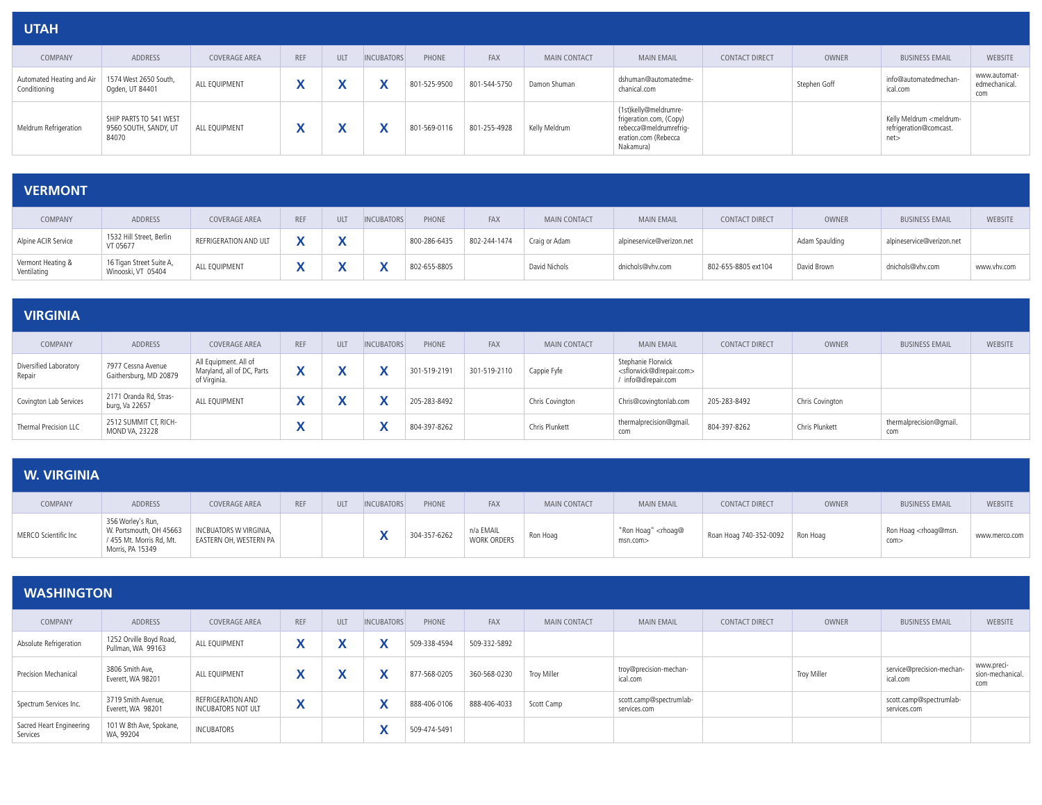## UTAH

| COMPANY | ADDRESS | COVERAGE AREA | REF | ULT | INCUBATORS | PHONE | FAX | MAIN CONTACT | MAIN EMAIL | CONTACT DIRECT | OWNER | BUSINESS EMAIL | WEBSITE |
|---|---|---|---|---|---|---|---|---|---|---|---|---|---|
| Automated Heating and Air Conditioning | 1574 West 2650 South, Ogden, UT 84401 | ALL EQUIPMENT | X | X | X | 801-525-9500 | 801-544-5750 | Damon Shuman | dshuman@automatedmechanical.com | | Stephen Goff | info@automatedmechanical.com | www.automatedmechanical.com |
| Meldrum Refrigeration | SHIP PARTS TO 541 WEST 9560 SOUTH, SANDY, UT 84070 | ALL EQUIPMENT | X | X | X | 801-569-0116 | 801-255-4928 | Kelly Meldrum | (1st)kelly@meldrumrefrigeration.com, (Copy) rebecca@meldrumrefrigeration.com (Rebecca Nakamura) | | | Kelly Meldrum <meldrumrefrigeration@comcast.net> | |

## VERMONT

| COMPANY | ADDRESS | COVERAGE AREA | REF | ULT | INCUBATORS | PHONE | FAX | MAIN CONTACT | MAIN EMAIL | CONTACT DIRECT | OWNER | BUSINESS EMAIL | WEBSITE |
|---|---|---|---|---|---|---|---|---|---|---|---|---|---|
| Alpine ACIR Service | 1532 Hill Street, Berlin VT 05677 | REFRIGERATION AND ULT | X | X | | 800-286-6435 | 802-244-1474 | Craig or Adam | alpineservice@verizon.net | | Adam Spaulding | alpineservice@verizon.net | |
| Vermont Heating & Ventilating | 16 Tigan Street Suite A, Winooski, VT 05404 | ALL EQUIPMENT | X | X | X | 802-655-8805 | | David Nichols | dnichols@vhv.com | 802-655-8805 ext104 | David Brown | dnichols@vhv.com | www.vhv.com |

## VIRGINIA

| COMPANY | ADDRESS | COVERAGE AREA | REF | ULT | INCUBATORS | PHONE | FAX | MAIN CONTACT | MAIN EMAIL | CONTACT DIRECT | OWNER | BUSINESS EMAIL | WEBSITE |
|---|---|---|---|---|---|---|---|---|---|---|---|---|---|
| Diversified Laboratory Repair | 7977 Cessna Avenue Gaithersburg, MD 20879 | All Equipment. All of Maryland, all of DC, Parts of Virginia. | X | X | X | 301-519-2191 | 301-519-2110 | Cappie Fyfe | Stephanie Florwick <sflorwick@dlrepair.com> / info@dlrepair.com | | | | |
| Covington Lab Services | 2171 Oranda Rd, Strasburg, Va 22657 | ALL EQUIPMENT | X | X | X | 205-283-8492 | | Chris Covington | Chris@covingtonlab.com | 205-283-8492 | Chris Covington | | |
| Thermal Precision LLC | 2512 SUMMIT CT, RICHMOND VA, 23228 | | X | | X | 804-397-8262 | | Chris Plunkett | thermalprecision@gmail.com | 804-397-8262 | Chris Plunkett | thermalprecision@gmail.com | |

## W. VIRGINIA

| COMPANY | ADDRESS | COVERAGE AREA | REF | ULT | INCUBATORS | PHONE | FAX | MAIN CONTACT | MAIN EMAIL | CONTACT DIRECT | OWNER | BUSINESS EMAIL | WEBSITE |
|---|---|---|---|---|---|---|---|---|---|---|---|---|---|
| MERCO Scientific Inc | 356 Worley's Run, W. Portsmouth, OH 45663 / 455 Mt. Morris Rd, Mt. Morris, PA 15349 | INCBUATORS W VIRGINIA, EASTERN OH, WESTERN PA | | | X | 304-357-6262 | n/a EMAIL WORK ORDERS | Ron Hoag | "Ron Hoag" <rhoag@msn.com> | Roan Hoag 740-352-0092 | Ron Hoag | Ron Hoag <rhoag@msn.com> | www.merco.com |

## WASHINGTON

| COMPANY | ADDRESS | COVERAGE AREA | REF | ULT | INCUBATORS | PHONE | FAX | MAIN CONTACT | MAIN EMAIL | CONTACT DIRECT | OWNER | BUSINESS EMAIL | WEBSITE |
|---|---|---|---|---|---|---|---|---|---|---|---|---|---|
| Absolute Refrigeration | 1252 Orville Boyd Road, Pullman, WA 99163 | ALL EQUIPMENT | X | X | X | 509-338-4594 | 509-332-5892 | | | | | | |
| Precision Mechanical | 3806 Smith Ave, Everett, WA 98201 | ALL EQUIPMENT | X | X | X | 877-568-0205 | 360-568-0230 | Troy Miller | troy@precision-mechanical.com | | Troy Miller | service@precision-mechanical.com | www.precision-mechanical.com |
| Spectrum Services Inc. | 3719 Smith Avenue, Everett, WA 98201 | REFRIGERATION AND INCUBATORS NOT ULT | X | | X | 888-406-0106 | 888-406-4033 | Scott Camp | scott.camp@spectrumlabservices.com | | | scott.camp@spectrumlabservices.com | |
| Sacred Heart Engineering Services | 101 W 8th Ave, Spokane, WA, 99204 | INCUBATORS | | | X | 509-474-5491 | | | | | | | |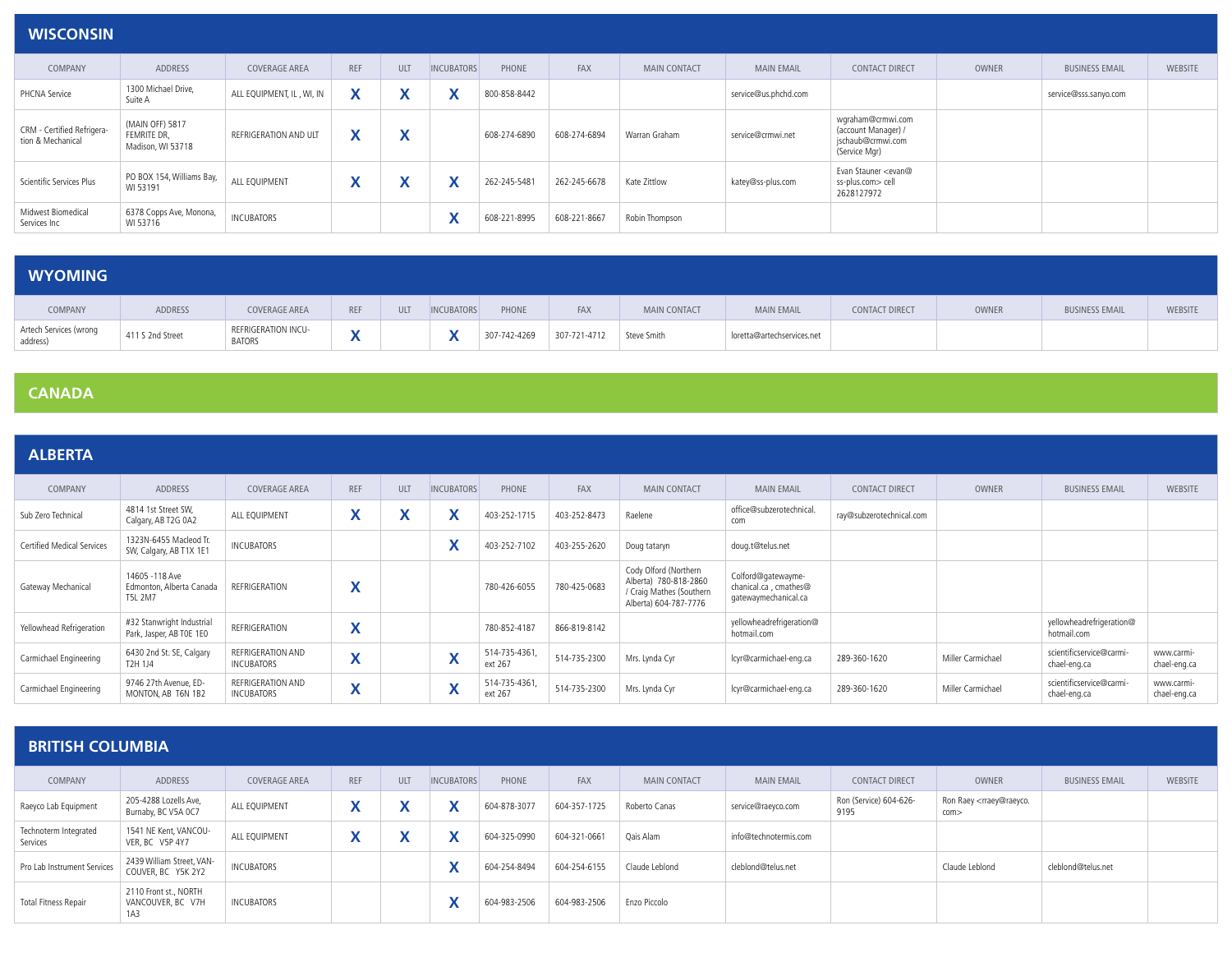## WISCONSIN

| COMPANY | ADDRESS | COVERAGE AREA | REF | ULT | INCUBATORS | PHONE | FAX | MAIN CONTACT | MAIN EMAIL | CONTACT DIRECT | OWNER | BUSINESS EMAIL | WEBSITE |
|---|---|---|---|---|---|---|---|---|---|---|---|---|---|
| PHCNA Service | 1300 Michael Drive, Suite A | ALL EQUIPMENT, IL , WI, IN | X | X | X | 800-858-8442 | | | service@us.phchd.com | | | service@sss.sanyo.com | |
| CRM - Certified Refrigeration & Mechanical | (MAIN OFF) 5817 FEMRITE DR, Madison, WI 53718 | REFRIGERATION AND ULT | X | X | | 608-274-6890 | 608-274-6894 | Warran Graham | service@crmwi.net | wgraham@crmwi.com (account Manager) / jschaub@crmwi.com (Service Mgr) | | | |
| Scientific Services Plus | PO BOX 154, Williams Bay, WI 53191 | ALL EQUIPMENT | X | X | X | 262-245-5481 | 262-245-6678 | Kate Zittlow | katey@ss-plus.com | Evan Stauner <evan@ss-plus.com> cell 2628127972 | | | |
| Midwest Biomedical Services Inc | 6378 Copps Ave, Monona, WI 53716 | INCUBATORS | | | X | 608-221-8995 | 608-221-8667 | Robin Thompson | | | | | |

## WYOMING

| COMPANY | ADDRESS | COVERAGE AREA | REF | ULT | INCUBATORS | PHONE | FAX | MAIN CONTACT | MAIN EMAIL | CONTACT DIRECT | OWNER | BUSINESS EMAIL | WEBSITE |
|---|---|---|---|---|---|---|---|---|---|---|---|---|---|
| Artech Services (wrong address) | 411 S 2nd Street | REFRIGERATION INCUBATORS | X | | X | 307-742-4269 | 307-721-4712 | Steve Smith | loretta@artechservices.net | | | | |

# CANADA

## ALBERTA

| COMPANY | ADDRESS | COVERAGE AREA | REF | ULT | INCUBATORS | PHONE | FAX | MAIN CONTACT | MAIN EMAIL | CONTACT DIRECT | OWNER | BUSINESS EMAIL | WEBSITE |
|---|---|---|---|---|---|---|---|---|---|---|---|---|---|
| Sub Zero Technical | 4814 1st Street SW, Calgary, AB T2G 0A2 | ALL EQUIPMENT | X | X | X | 403-252-1715 | 403-252-8473 | Raelene | office@subzerotechnical.com | ray@subzerotechnical.com | | | |
| Certified Medical Services | 1323N-6455 Macleod Tr. SW, Calgary, AB T1X 1E1 | INCUBATORS | | | X | 403-252-7102 | 403-255-2620 | Doug tataryn | doug.t@telus.net | | | | |
| Gateway Mechanical | 14605 -118 Ave Edmonton, Alberta Canada T5L 2M7 | REFRIGERATION | X | | | 780-426-6055 | 780-425-0683 | Cody Olford (Northern Alberta) 780-818-2860 / Craig Mathes (Southern Alberta) 604-787-7776 | Colford@gatewaymechanical.ca , cmathes@gatewaymechanical.ca | | | | |
| Yellowhead Refrigeration | #32 Stanwright Industrial Park, Jasper, AB T0E 1E0 | REFRIGERATION | X | | | 780-852-4187 | 866-819-8142 | | yellowheadrefrigeration@hotmail.com | | | yellowheadrefrigeration@hotmail.com | |
| Carmichael Engineering | 6430 2nd St. SE, Calgary T2H 1J4 | REFRIGERATION AND INCUBATORS | X | | X | 514-735-4361, ext 267 | 514-735-2300 | Mrs. Lynda Cyr | lcyr@carmichael-eng.ca | 289-360-1620 | Miller Carmichael | scientificservice@carmichael-eng.ca | www.carmichael-eng.ca |
| Carmichael Engineering | 9746 27th Avenue, EDMONTON, AB T6N 1B2 | REFRIGERATION AND INCUBATORS | X | | X | 514-735-4361, ext 267 | 514-735-2300 | Mrs. Lynda Cyr | lcyr@carmichael-eng.ca | 289-360-1620 | Miller Carmichael | scientificservice@carmichael-eng.ca | www.carmichael-eng.ca |

## BRITISH COLUMBIA

| COMPANY | ADDRESS | COVERAGE AREA | REF | ULT | INCUBATORS | PHONE | FAX | MAIN CONTACT | MAIN EMAIL | CONTACT DIRECT | OWNER | BUSINESS EMAIL | WEBSITE |
|---|---|---|---|---|---|---|---|---|---|---|---|---|---|
| Raeyco Lab Equipment | 205-4288 Lozells Ave, Burnaby, BC V5A 0C7 | ALL EQUIPMENT | X | X | X | 604-878-3077 | 604-357-1725 | Roberto Canas | service@raeyco.com | Ron (Service) 604-626-9195 | Ron Raey <rraey@raeyco.com> | | |
| Technoterm Integrated Services | 1541 NE Kent, VANCOUVER, BC V5P 4Y7 | ALL EQUIPMENT | X | X | X | 604-325-0990 | 604-321-0661 | Qais Alam | info@technotermis.com | | | | |
| Pro Lab Instrument Services | 2439 William Street, VANCOUVER, BC Y5K 2Y2 | INCUBATORS | | | X | 604-254-8494 | 604-254-6155 | Claude Leblond | cleblond@telus.net | | Claude Leblond | cleblond@telus.net | |
| Total Fitness Repair | 2110 Front st., NORTH VANCOUVER, BC V7H 1A3 | INCUBATORS | | | X | 604-983-2506 | 604-983-2506 | Enzo Piccolo | | | | | |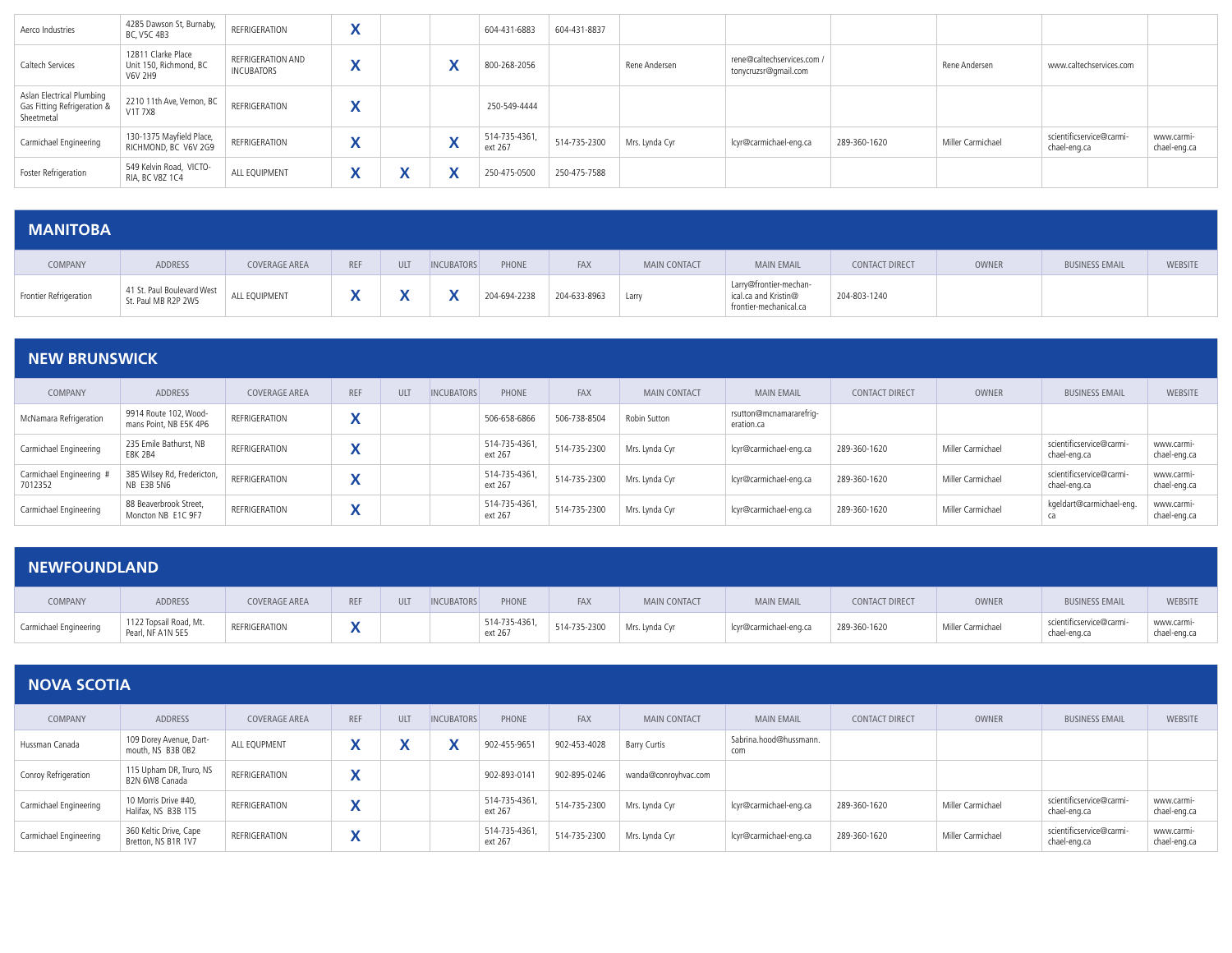| Aerco Industries | 4285 Dawson St, Burnaby, BC, V5C 4B3 | REFRIGERATION | X | | | 604-431-6883 | 604-431-8837 | | | | | | |
|---|---|---|---|---|---|---|---|---|---|---|---|---|---|
| Caltech Services | 12811 Clarke Place Unit 150, Richmond, BC V6V 2H9 | REFRIGERATION AND INCUBATORS | X | | X | 800-268-2056 | | Rene Andersen | rene@caltechservices.com / tonycruzsr@gmail.com | | Rene Andersen | www.caltechservices.com | |
| Aslan Electrical Plumbing Gas Fitting Refrigeration & Sheetmetal | 2210 11th Ave, Vernon, BC V1T 7X8 | REFRIGERATION | X | | | 250-549-4444 | | | | | | | |
| Carmichael Engineering | 130-1375 Mayfield Place, RICHMOND, BC V6V 2G9 | REFRIGERATION | X | | X | 514-735-4361, ext 267 | 514-735-2300 | Mrs. Lynda Cyr | lcyr@carmichael-eng.ca | 289-360-1620 | Miller Carmichael | scientificservice@carmichael-eng.ca | www.carmichael-eng.ca |
| Foster Refrigeration | 549 Kelvin Road, VICTORIA, BC V8Z 1C4 | ALL EQUIPMENT | X | X | X | 250-475-0500 | 250-475-7588 | | | | | | |

## MANITOBA

| COMPANY | ADDRESS | COVERAGE AREA | REF | ULT | INCUBATORS | PHONE | FAX | MAIN CONTACT | MAIN EMAIL | CONTACT DIRECT | OWNER | BUSINESS EMAIL | WEBSITE |
|---|---|---|---|---|---|---|---|---|---|---|---|---|---|
| Frontier Refrigeration | 41 St. Paul Boulevard West St. Paul MB R2P 2W5 | ALL EQUIPMENT | X | X | X | 204-694-2238 | 204-633-8963 | Larry | Larry@frontier-mechanical.ca and Kristin@frontier-mechanical.ca | 204-803-1240 | | | |

## NEW BRUNSWICK

| COMPANY | ADDRESS | COVERAGE AREA | REF | ULT | INCUBATORS | PHONE | FAX | MAIN CONTACT | MAIN EMAIL | CONTACT DIRECT | OWNER | BUSINESS EMAIL | WEBSITE |
|---|---|---|---|---|---|---|---|---|---|---|---|---|---|
| McNamara Refrigeration | 9914 Route 102, Woodmans Point, NB E5K 4P6 | REFRIGERATION | X | | | 506-658-6866 | 506-738-8504 | Robin Sutton | rsutton@mcnamararefrigeration.ca | | | | |
| Carmichael Engineering | 235 Emile Bathurst, NB E8K 2B4 | REFRIGERATION | X | | | 514-735-4361, ext 267 | 514-735-2300 | Mrs. Lynda Cyr | lcyr@carmichael-eng.ca | 289-360-1620 | Miller Carmichael | scientificservice@carmichael-eng.ca | www.carmichael-eng.ca |
| Carmichael Engineering # 7012352 | 385 Wilsey Rd, Fredericton, NB E3B 5N6 | REFRIGERATION | X | | | 514-735-4361, ext 267 | 514-735-2300 | Mrs. Lynda Cyr | lcyr@carmichael-eng.ca | 289-360-1620 | Miller Carmichael | scientificservice@carmichael-eng.ca | www.carmichael-eng.ca |
| Carmichael Engineering | 88 Beaverbrook Street, Moncton NB E1C 9F7 | REFRIGERATION | X | | | 514-735-4361, ext 267 | 514-735-2300 | Mrs. Lynda Cyr | lcyr@carmichael-eng.ca | 289-360-1620 | Miller Carmichael | kgeldart@carmichael-eng.ca | www.carmichael-eng.ca |

## NEWFOUNDLAND

| COMPANY | ADDRESS | COVERAGE AREA | REF | ULT | INCUBATORS | PHONE | FAX | MAIN CONTACT | MAIN EMAIL | CONTACT DIRECT | OWNER | BUSINESS EMAIL | WEBSITE |
|---|---|---|---|---|---|---|---|---|---|---|---|---|---|
| Carmichael Engineering | 1122 Topsail Road, Mt. Pearl, NF A1N 5E5 | REFRIGERATION | X | | | 514-735-4361, ext 267 | 514-735-2300 | Mrs. Lynda Cyr | lcyr@carmichael-eng.ca | 289-360-1620 | Miller Carmichael | scientificservice@carmichael-eng.ca | www.carmichael-eng.ca |

## NOVA SCOTIA

| COMPANY | ADDRESS | COVERAGE AREA | REF | ULT | INCUBATORS | PHONE | FAX | MAIN CONTACT | MAIN EMAIL | CONTACT DIRECT | OWNER | BUSINESS EMAIL | WEBSITE |
|---|---|---|---|---|---|---|---|---|---|---|---|---|---|
| Hussman Canada | 109 Dorey Avenue, Dartmouth, NS B3B 0B2 | ALL EQUPMENT | X | X | X | 902-455-9651 | 902-453-4028 | Barry Curtis | Sabrina.hood@hussmann.com | | | | |
| Conroy Refrigeration | 115 Upham DR, Truro, NS B2N 6W8 Canada | REFRIGERATION | X | | | 902-893-0141 | 902-895-0246 | wanda@conroyhvac.com | | | | | |
| Carmichael Engineering | 10 Morris Drive #40, Halifax, NS B3B 1T5 | REFRIGERATION | X | | | 514-735-4361, ext 267 | 514-735-2300 | Mrs. Lynda Cyr | lcyr@carmichael-eng.ca | 289-360-1620 | Miller Carmichael | scientificservice@carmichael-eng.ca | www.carmichael-eng.ca |
| Carmichael Engineering | 360 Keltic Drive, Cape Bretton, NS B1R 1V7 | REFRIGERATION | X | | | 514-735-4361, ext 267 | 514-735-2300 | Mrs. Lynda Cyr | lcyr@carmichael-eng.ca | 289-360-1620 | Miller Carmichael | scientificservice@carmichael-eng.ca | www.carmichael-eng.ca |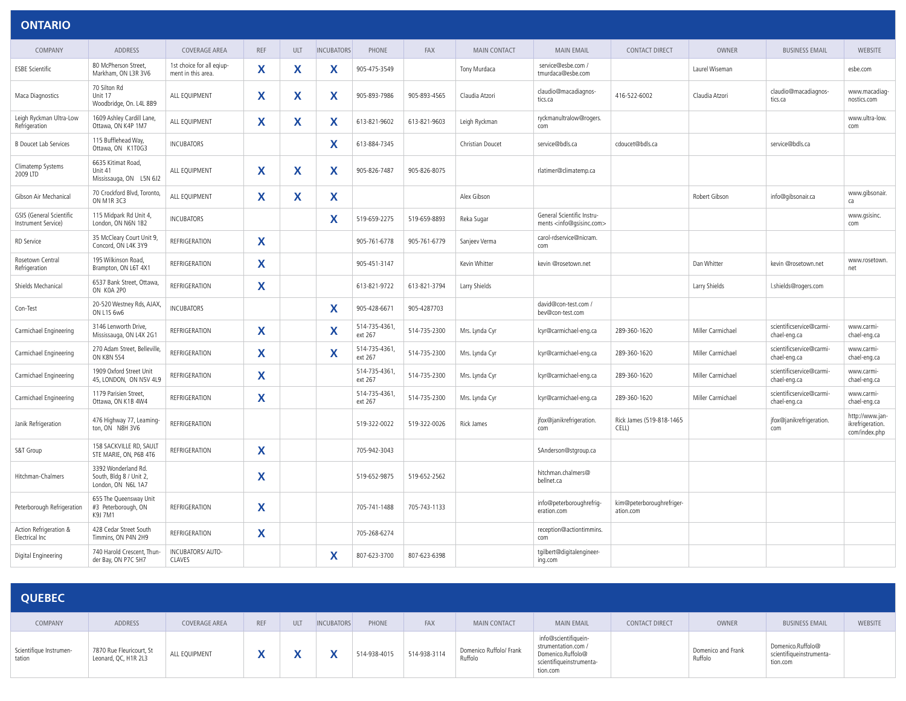## ONTARIO

| COMPANY | ADDRESS | COVERAGE AREA | REF | ULT | INCUBATORS | PHONE | FAX | MAIN CONTACT | MAIN EMAIL | CONTACT DIRECT | OWNER | BUSINESS EMAIL | WEBSITE |
|---|---|---|---|---|---|---|---|---|---|---|---|---|---|
| ESBE Scientific | 80 McPherson Street, Markham, ON L3R 3V6 | 1st choice for all equipment in this area. | X | X | X | 905-475-3549 | | Tony Murdaca | service@esbe.com / tmurdaca@esbe.com | | Laurel Wiseman | | esbe.com |
| Maca Diagnostics | 70 Silton Rd Unit 17 Woodbridge, On. L4L 8B9 | ALL EQUIPMENT | X | X | X | 905-893-7986 | 905-893-4565 | Claudia Atzori | claudio@macadiagnostics.ca | 416-522-6002 | Claudia Atzori | claudio@macadiagnostics.ca | www.macadiagnostics.com |
| Leigh Ryckman Ultra-Low Refrigeration | 1609 Ashley Cardill Lane, Ottawa, ON K4P 1M7 | ALL EQUIPMENT | X | X | X | 613-821-9602 | 613-821-9603 | Leigh Ryckman | ryckmanultralow@rogers.com | | | | www.ultra-low.com |
| B Doucet Lab Services | 115 Bufflehead Way, Ottawa, ON K1T0G3 | INCUBATORS | | | X | 613-884-7345 | | Christian Doucet | service@bdls.ca | cdoucet@bdls.ca | | service@bdls.ca | |
| Climatemp Systems 2009 LTD | 6635 Kitimat Road, Unit 41 Mississauga, ON L5N 6J2 | ALL EQUIPMENT | X | X | X | 905-826-7487 | 905-826-8075 | | rlatimer@climatemp.ca | | | | |
| Gibson Air Mechanical | 70 Crockford Blvd, Toronto, ON M1R 3C3 | ALL EQUIPMENT | X | X | X | | | Alex Gibson | | | Robert Gibson | info@gibsonair.ca | www.gibsonair.ca |
| GSIS (General Scientific Instrument Service) | 115 Midpark Rd Unit 4, London, ON N6N 1B2 | INCUBATORS | | | X | 519-659-2275 | 519-659-8893 | Reka Sugar | General Scientific Instruments <info@gsisinc.com> | | | | www.gsisinc.com |
| RD Service | 35 McCleary Court Unit 9, Concord, ON L4K 3Y9 | REFRIGERATION | X | | | 905-761-6778 | 905-761-6779 | Sanjeev Verma | carol-rdservice@nicram.com | | | | |
| Rosetown Central Refrigeration | 195 Wilkinson Road, Brampton, ON L6T 4X1 | REFRIGERATION | X | | | 905-451-3147 | | Kevin Whitter | kevin @rosetown.net | | Dan Whitter | kevin @rosetown.net | www.rosetown.net |
| Shields Mechanical | 6537 Bank Street, Ottawa, ON K0A 2P0 | REFRIGERATION | X | | | 613-821-9722 | 613-821-3794 | Larry Shields | | | Larry Shields | l.shields@rogers.com | |
| Con-Test | 20-520 Westney Rds, AJAX, ON L1S 6w6 | INCUBATORS | | | X | 905-428-6671 | 905-4287703 | | david@con-test.com / bev@con-test.com | | | | |
| Carmichael Engineering | 3146 Lenworth Drive, Mississauga, ON L4X 2G1 | REFRIGERATION | X | | X | 514-735-4361, ext 267 | 514-735-2300 | Mrs. Lynda Cyr | lcyr@carmichael-eng.ca | 289-360-1620 | Miller Carmichael | scientificservice@carmichael-eng.ca | www.carmichael-eng.ca |
| Carmichael Engineering | 270 Adam Street, Belleville, ON K8N 5S4 | REFRIGERATION | X | | X | 514-735-4361, ext 267 | 514-735-2300 | Mrs. Lynda Cyr | lcyr@carmichael-eng.ca | 289-360-1620 | Miller Carmichael | scientificservice@carmichael-eng.ca | www.carmichael-eng.ca |
| Carmichael Engineering | 1909 Oxford Street Unit 45, LONDON, ON N5V 4L9 | REFRIGERATION | X | | | 514-735-4361, ext 267 | 514-735-2300 | Mrs. Lynda Cyr | lcyr@carmichael-eng.ca | 289-360-1620 | Miller Carmichael | scientificservice@carmichael-eng.ca | www.carmichael-eng.ca |
| Carmichael Engineering | 1179 Parisien Street, Ottawa, ON K1B 4W4 | REFRIGERATION | X | | | 514-735-4361, ext 267 | 514-735-2300 | Mrs. Lynda Cyr | lcyr@carmichael-eng.ca | 289-360-1620 | Miller Carmichael | scientificservice@carmichael-eng.ca | www.carmichael-eng.ca |
| Janik Refrigeration | 476 Highway 77, Leamington, ON N8H 3V6 | REFRIGERATION | | | | 519-322-0022 | 519-322-0026 | Rick James | jfox@janikrefrigeration.com | Rick James (519-818-1465 CELL) | | jfox@janikrefrigeration.com | http://www.janikrefrigeration.com/index.php |
| S&T Group | 158 SACKVILLE RD, SAULT STE MARIE, ON, P6B 4T6 | REFRIGERATION | X | | | 705-942-3043 | | | SAnderson@stgroup.ca | | | | |
| Hitchman-Chalmers | 3392 Wonderland Rd. South, Bldg 8 / Unit 2, London, ON N6L 1A7 | | X | | | 519-652-9875 | 519-652-2562 | | hitchman.chalmers@bellnet.ca | | | | |
| Peterborough Refrigeration | 655 The Queensway Unit #3 Peterborough, ON K9J 7M1 | REFRIGERATION | X | | | 705-741-1488 | 705-743-1133 | | info@peterboroughrefrigeration.com | kim@peterboroughrefrigeration.com | | | |
| Action Refrigeration & Electrical Inc | 428 Cedar Street South Timmins, ON P4N 2H9 | REFRIGERATION | X | | | 705-268-6274 | | | reception@actiontimmins.com | | | | |
| Digital Engineering | 740 Harold Crescent, Thunder Bay, ON P7C 5H7 | INCUBATORS/ AUTOCLAVES | | | X | 807-623-3700 | 807-623-6398 | | tgilbert@digitalengineering.com | | | | |

## QUEBEC

| COMPANY | ADDRESS | COVERAGE AREA | REF | ULT | INCUBATORS | PHONE | FAX | MAIN CONTACT | MAIN EMAIL | CONTACT DIRECT | OWNER | BUSINESS EMAIL | WEBSITE |
|---|---|---|---|---|---|---|---|---|---|---|---|---|---|
| Scientifique Instrumentation | 7870 Rue Fleuricourt, St Leonard, QC, H1R 2L3 | ALL EQUIPMENT | X | X | X | 514-938-4015 | 514-938-3114 | Domenico Ruffolo/ Frank Ruffolo | info@scientifiqueinstrumentation.com / Domenico.Ruffolo@scientifiqueinstrumentation.com | | Domenico and Frank Ruffolo | Domenico.Ruffolo@scientifiqueinstrumentation.com | |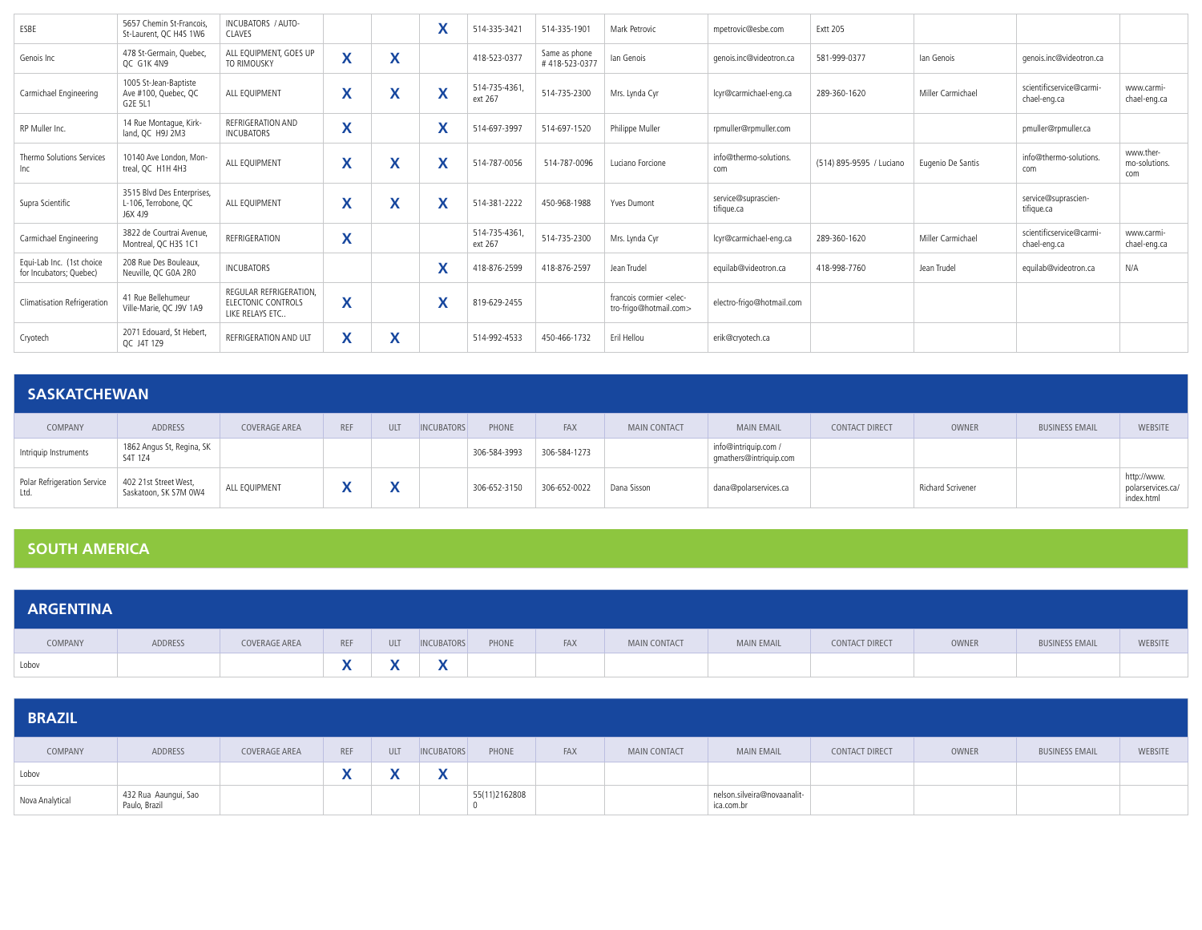| ESBE | 5657 Chemin St-Francois, St-Laurent, QC H4S 1W6 | INCUBATORS / AUTO-CLAVES | | | X | 514-335-3421 | 514-335-1901 | Mark Petrovic | mpetrovic@esbe.com | Extt 205 | | | |
|---|---|---|---|---|---|---|---|---|---|---|---|---|---|
| Genois Inc | 478 St-Germain, Quebec, QC G1K 4N9 | ALL EQUIPMENT, GOES UP TO RIMOUSKY | X | X | | 418-523-0377 | Same as phone # 418-523-0377 | Ian Genois | genois.inc@videotron.ca | 581-999-0377 | Ian Genois | genois.inc@videotron.ca | |
| Carmichael Engineering | 1005 St-Jean-Baptiste Ave #100, Quebec, QC G2E 5L1 | ALL EQUIPMENT | X | X | X | 514-735-4361, ext 267 | 514-735-2300 | Mrs. Lynda Cyr | lcyr@carmichael-eng.ca | 289-360-1620 | Miller Carmichael | scientificservice@carmichael-eng.ca | www.carmichael-eng.ca |
| RP Muller Inc. | 14 Rue Montague, Kirkland, QC H9J 2M3 | REFRIGERATION AND INCUBATORS | X | | X | 514-697-3997 | 514-697-1520 | Philippe Muller | rpmuller@rpmuller.com | | | pmuller@rpmuller.ca | |
| Thermo Solutions Services Inc | 10140 Ave London, Montreal, QC H1H 4H3 | ALL EQUIPMENT | X | X | X | 514-787-0056 | 514-787-0096 | Luciano Forcione | info@thermo-solutions.com | (514) 895-9595 / Luciano | Eugenio De Santis | info@thermo-solutions.com | www.thermo-solutions.com |
| Supra Scientific | 3515 Blvd Des Enterprises, L-106, Terrebone, QC J6X 4J9 | ALL EQUIPMENT | X | X | X | 514-381-2222 | 450-968-1988 | Yves Dumont | service@suprascientifique.ca | | | service@suprascientifique.ca | |
| Carmichael Engineering | 3822 de Courtrai Avenue, Montreal, QC H3S 1C1 | REFRIGERATION | X | | | 514-735-4361, ext 267 | 514-735-2300 | Mrs. Lynda Cyr | lcyr@carmichael-eng.ca | 289-360-1620 | Miller Carmichael | scientificservice@carmichael-eng.ca | www.carmichael-eng.ca |
| Equi-Lab Inc. (1st choice for Incubators; Quebec) | 208 Rue Des Bouleaux, Neuville, QC G0A 2R0 | INCUBATORS | | | X | 418-876-2599 | 418-876-2597 | Jean Trudel | equilab@videotron.ca | 418-998-7760 | Jean Trudel | equilab@videotron.ca | N/A |
| Climatisation Refrigeration | 41 Rue Bellehumeur Ville-Marie, QC J9V 1A9 | REGULAR REFRIGERATION, ELECTONIC CONTROLS LIKE RELAYS ETC.. | X | | X | 819-629-2455 | | francois cormier <electro-frigo@hotmail.com> | electro-frigo@hotmail.com | | | | |
| Cryotech | 2071 Edouard, St Hebert, QC J4T 1Z9 | REFRIGERATION AND ULT | X | X | | 514-992-4533 | 450-466-1732 | Eril Hellou | erik@cryotech.ca | | | | |

## SASKATCHEWAN

| COMPANY | ADDRESS | COVERAGE AREA | REF | ULT | INCUBATORS | PHONE | FAX | MAIN CONTACT | MAIN EMAIL | CONTACT DIRECT | OWNER | BUSINESS EMAIL | WEBSITE |
|---|---|---|---|---|---|---|---|---|---|---|---|---|---|
| Intriquip Instruments | 1862 Angus St, Regina, SK S4T 1Z4 | | | | | 306-584-3993 | 306-584-1273 | | info@intriquip.com / gmathers@intriquip.com | | | | |
| Polar Refrigeration Service Ltd. | 402 21st Street West, Saskatoon, SK S7M 0W4 | ALL EQUIPMENT | X | X | | 306-652-3150 | 306-652-0022 | Dana Sisson | dana@polarservices.ca | | Richard Scrivener | | http://www.polarservices.ca/index.html |

# SOUTH AMERICA

## ARGENTINA

| COMPANY | ADDRESS | COVERAGE AREA | REF | ULT | INCUBATORS | PHONE | FAX | MAIN CONTACT | MAIN EMAIL | CONTACT DIRECT | OWNER | BUSINESS EMAIL | WEBSITE |
|---|---|---|---|---|---|---|---|---|---|---|---|---|---|
| Lobov | | | X | X | X | | | | | | | | |

## BRAZIL

| COMPANY | ADDRESS | COVERAGE AREA | REF | ULT | INCUBATORS | PHONE | FAX | MAIN CONTACT | MAIN EMAIL | CONTACT DIRECT | OWNER | BUSINESS EMAIL | WEBSITE |
|---|---|---|---|---|---|---|---|---|---|---|---|---|---|
| Lobov | | | X | X | X | | | | | | | | |
| Nova Analytical | 432 Rua Aaungui, Sao Paulo, Brazil | | | | | 55(11)21628080 | | | nelson.silveira@novaanalitica.com.br | | | | |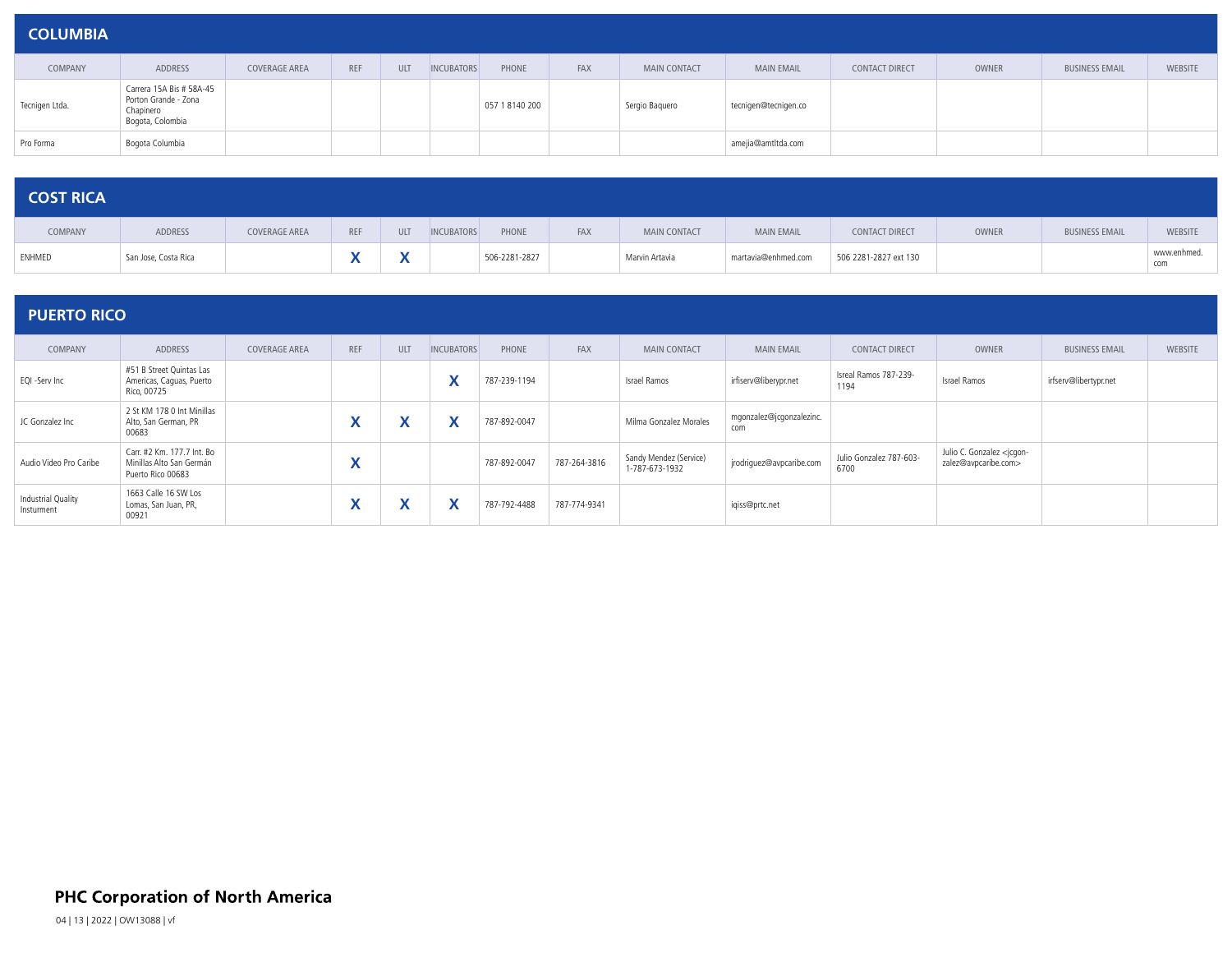## COLUMBIA

| COMPANY | ADDRESS | COVERAGE AREA | REF | ULT | INCUBATORS | PHONE | FAX | MAIN CONTACT | MAIN EMAIL | CONTACT DIRECT | OWNER | BUSINESS EMAIL | WEBSITE |
|---|---|---|---|---|---|---|---|---|---|---|---|---|---|
| Tecnigen Ltda. | Carrera 15A Bis # 58A-45 Porton Grande - Zona Chapinero Bogota, Colombia | | | | | 057 1 8140 200 | | Sergio Baquero | tecnigen@tecnigen.co | | | | |
| Pro Forma | Bogota Columbia | | | | | | | | amejia@amtltda.com | | | | |

## COST RICA

| COMPANY | ADDRESS | COVERAGE AREA | REF | ULT | INCUBATORS | PHONE | FAX | MAIN CONTACT | MAIN EMAIL | CONTACT DIRECT | OWNER | BUSINESS EMAIL | WEBSITE |
|---|---|---|---|---|---|---|---|---|---|---|---|---|---|
| ENHMED | San Jose, Costa Rica | | X | X | | 506-2281-2827 | | Marvin Artavia | martavia@enhmed.com | 506 2281-2827 ext 130 | | | www.enhmed.com |

## PUERTO RICO

| COMPANY | ADDRESS | COVERAGE AREA | REF | ULT | INCUBATORS | PHONE | FAX | MAIN CONTACT | MAIN EMAIL | CONTACT DIRECT | OWNER | BUSINESS EMAIL | WEBSITE |
|---|---|---|---|---|---|---|---|---|---|---|---|---|---|
| EQI -Serv Inc | #51 B Street Quintas Las Americas, Caguas, Puerto Rico, 00725 | | | | X | 787-239-1194 | | Israel Ramos | irfiserv@liberypr.net | Isreal Ramos 787-239-1194 | Israel Ramos | irfserv@libertypr.net | |
| JC Gonzalez Inc | 2 St KM 178 0 Int Minillas Alto, San German, PR 00683 | | X | X | X | 787-892-0047 | | Milma Gonzalez Morales | mgonzalez@jcgonzalezinc.com | | | | |
| Audio Video Pro Caribe | Carr. #2 Km. 177.7 Int. Bo Minillas Alto San Germán Puerto Rico 00683 | | X | | | 787-892-0047 | 787-264-3816 | Sandy Mendez (Service) 1-787-673-1932 | jrodriguez@avpcaribe.com | Julio Gonzalez 787-603-6700 | Julio C. Gonzalez <jcgonzalez@avpcaribe.com> | | |
| Industrial Quality Insturment | 1663 Calle 16 SW Los Lomas, San Juan, PR, 00921 | | X | X | X | 787-792-4488 | 787-774-9341 | | iqiss@prtc.net | | | | |

**PHC Corporation of North America**

04 | 13 | 2022 | OW13088 | vf